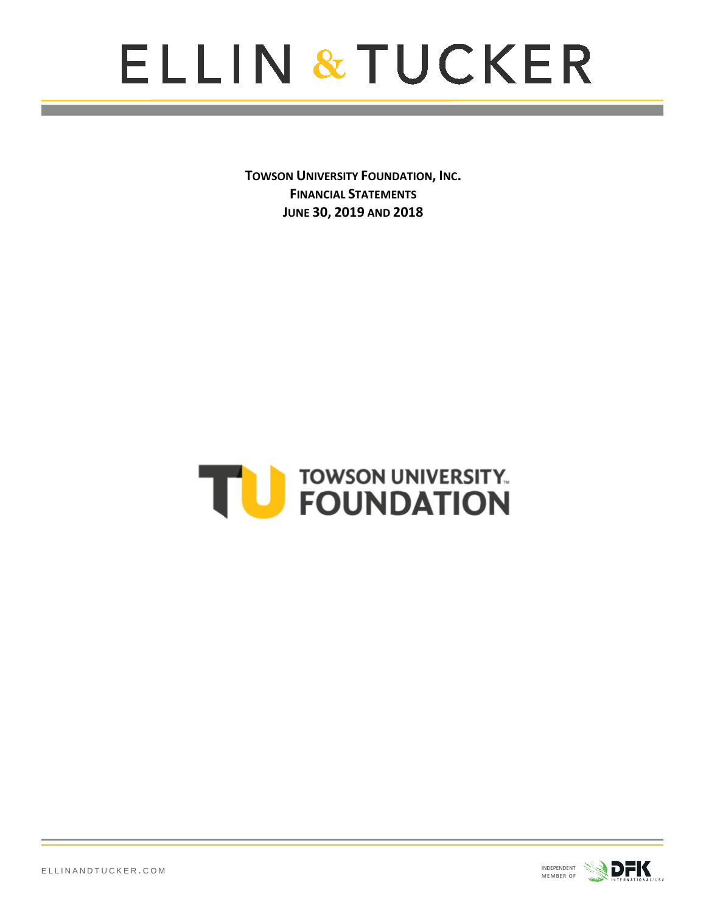# ELLIN & TUCKER

**TOWSON UNIVERSITY FOUNDATION, INC.**
**FINANCIAL STATEMENTS**
**JUNE 30, 2019 AND 2018**

TOWSON UNIVERSITY FOUNDATION

ELLINANDTUCKER.COM

INDEPENDENT MEMBER OF DFK INTERNATIONAL/USA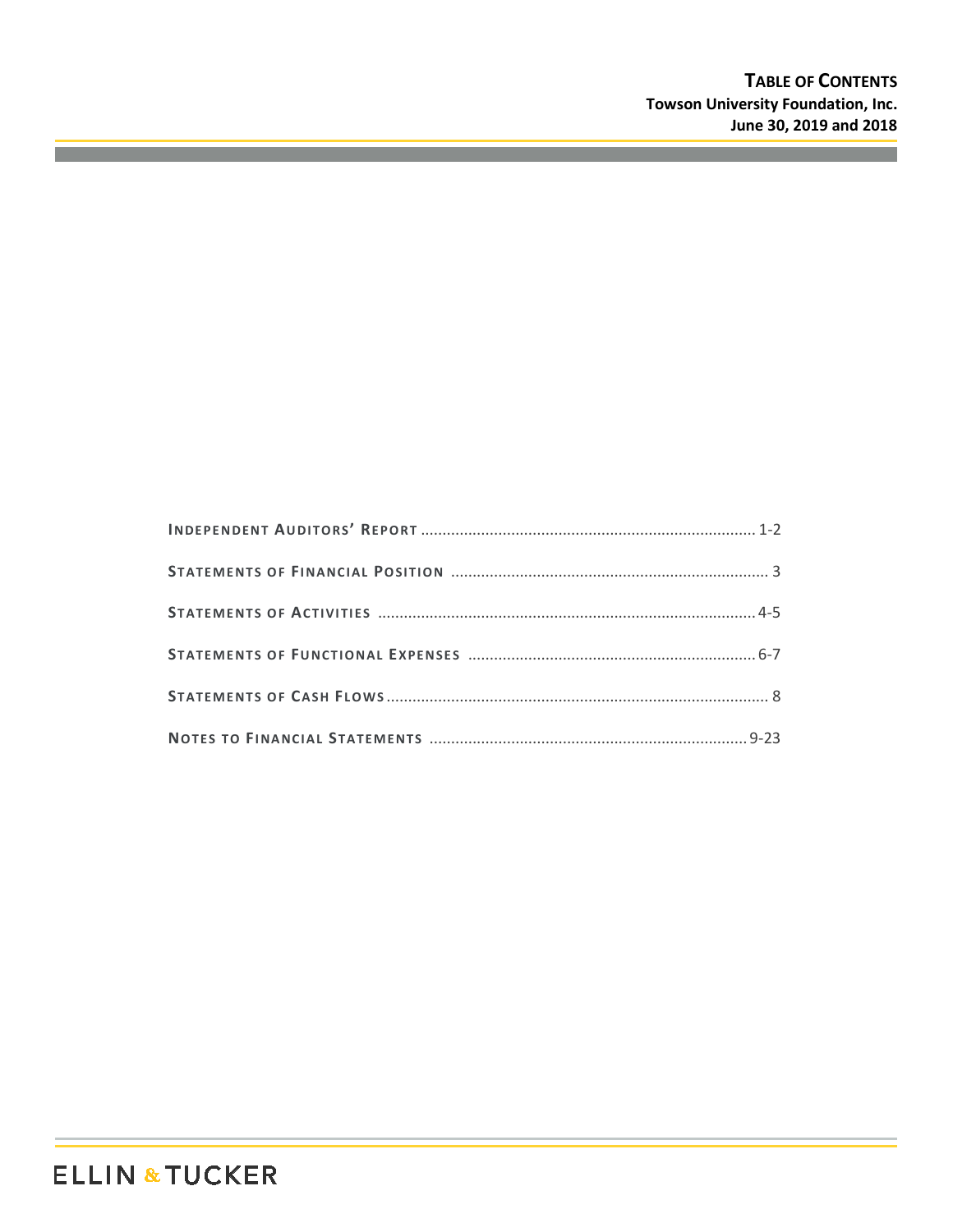# TABLE OF CONTENTS

**Towson University Foundation, Inc.**
**June 30, 2019 and 2018**

| | |
|---|---|
| **INDEPENDENT AUDITORS' REPORT** | 1-2 |
| **STATEMENTS OF FINANCIAL POSITION** | 3 |
| **STATEMENTS OF ACTIVITIES** | 4-5 |
| **STATEMENTS OF FUNCTIONAL EXPENSES** | 6-7 |
| **STATEMENTS OF CASH FLOWS** | 8 |
| **NOTES TO FINANCIAL STATEMENTS** | 9-23 |

ELLIN & TUCKER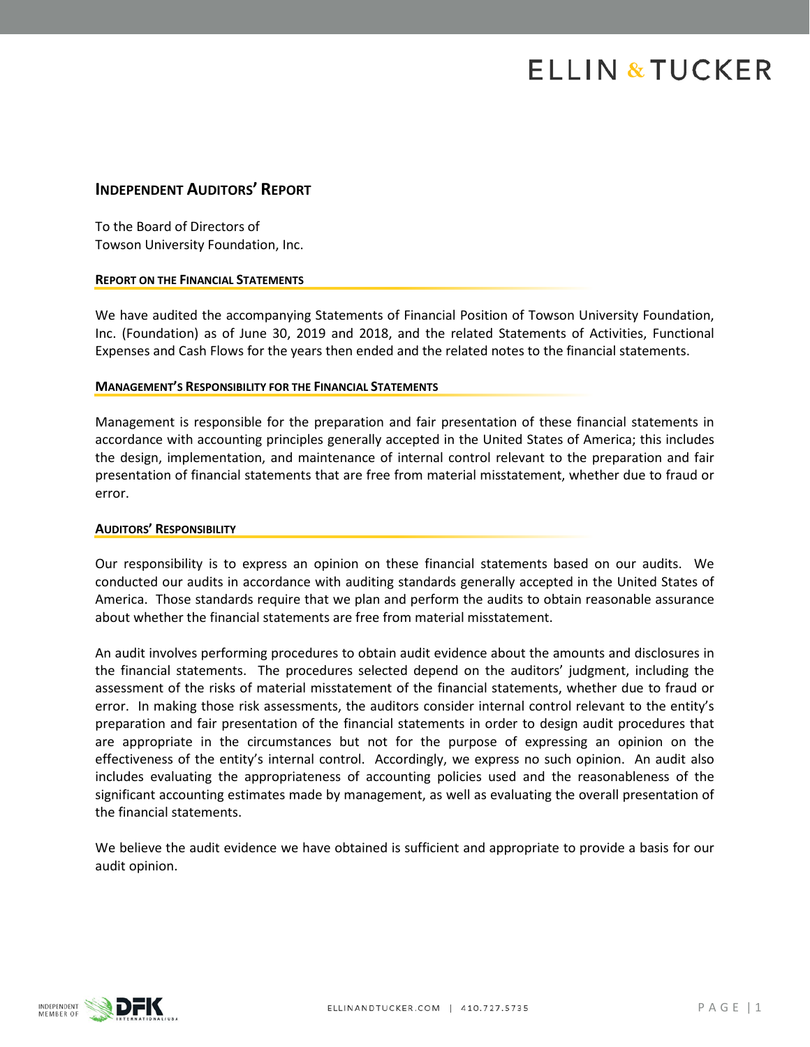## INDEPENDENT AUDITORS' REPORT

To the Board of Directors of
Towson University Foundation, Inc.

### REPORT ON THE FINANCIAL STATEMENTS

We have audited the accompanying Statements of Financial Position of Towson University Foundation, Inc. (Foundation) as of June 30, 2019 and 2018, and the related Statements of Activities, Functional Expenses and Cash Flows for the years then ended and the related notes to the financial statements.

### MANAGEMENT'S RESPONSIBILITY FOR THE FINANCIAL STATEMENTS

Management is responsible for the preparation and fair presentation of these financial statements in accordance with accounting principles generally accepted in the United States of America; this includes the design, implementation, and maintenance of internal control relevant to the preparation and fair presentation of financial statements that are free from material misstatement, whether due to fraud or error.

### AUDITORS' RESPONSIBILITY

Our responsibility is to express an opinion on these financial statements based on our audits. We conducted our audits in accordance with auditing standards generally accepted in the United States of America. Those standards require that we plan and perform the audits to obtain reasonable assurance about whether the financial statements are free from material misstatement.

An audit involves performing procedures to obtain audit evidence about the amounts and disclosures in the financial statements. The procedures selected depend on the auditors' judgment, including the assessment of the risks of material misstatement of the financial statements, whether due to fraud or error. In making those risk assessments, the auditors consider internal control relevant to the entity's preparation and fair presentation of the financial statements in order to design audit procedures that are appropriate in the circumstances but not for the purpose of expressing an opinion on the effectiveness of the entity's internal control. Accordingly, we express no such opinion. An audit also includes evaluating the appropriateness of accounting policies used and the reasonableness of the significant accounting estimates made by management, as well as evaluating the overall presentation of the financial statements.

We believe the audit evidence we have obtained is sufficient and appropriate to provide a basis for our audit opinion.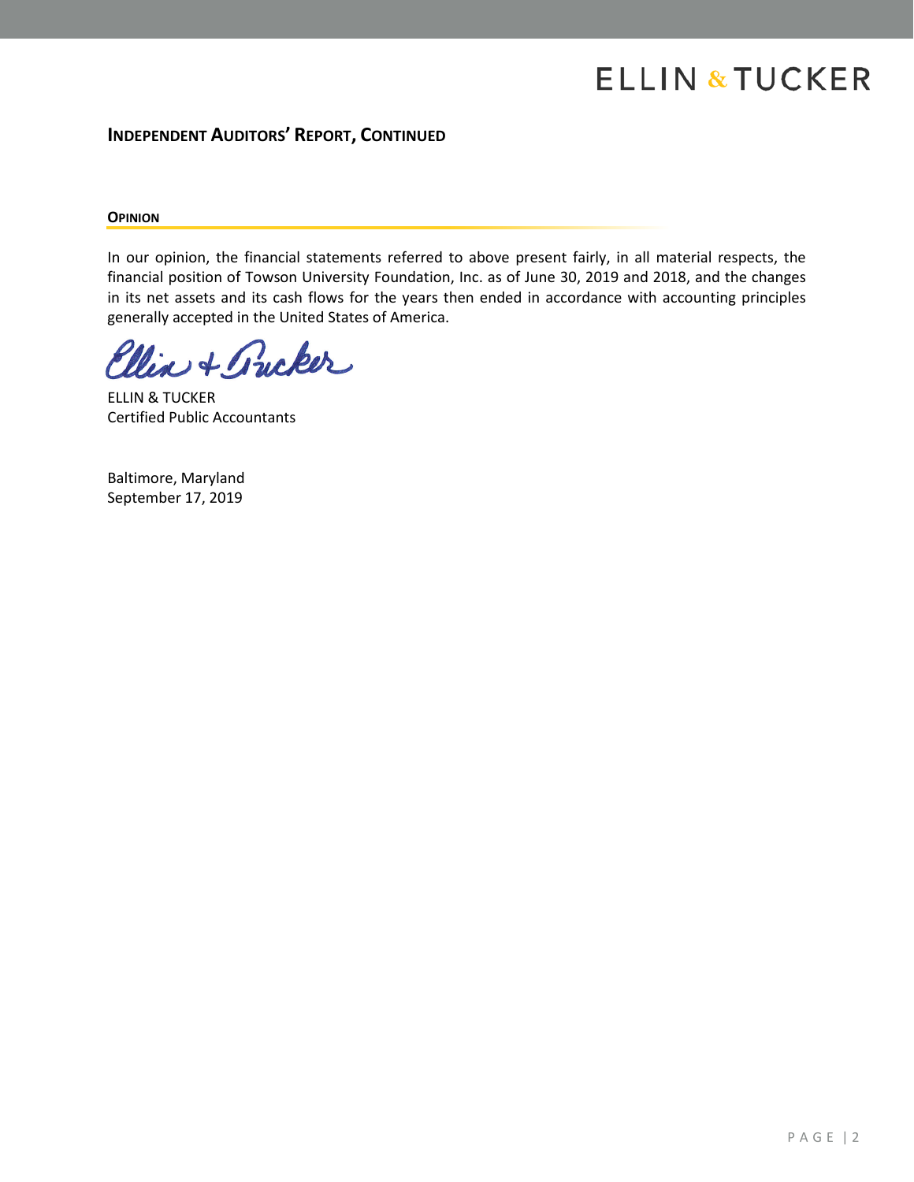## Independent Auditors' Report, Continued

### Opinion

In our opinion, the financial statements referred to above present fairly, in all material respects, the financial position of Towson University Foundation, Inc. as of June 30, 2019 and 2018, and the changes in its net assets and its cash flows for the years then ended in accordance with accounting principles generally accepted in the United States of America.

ELLIN & TUCKER
Certified Public Accountants

Baltimore, Maryland
September 17, 2019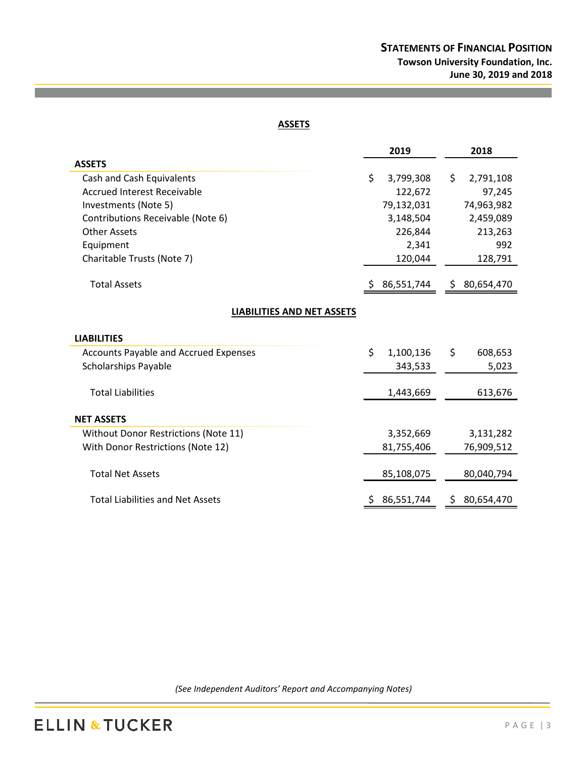# Statements of Financial Position

**Towson University Foundation, Inc.**
**June 30, 2019 and 2018**

## ASSETS

| | 2019 | 2018 |
|---|---|---|
| **ASSETS** | | |
| Cash and Cash Equivalents | $ 3,799,308 | $ 2,791,108 |
| Accrued Interest Receivable | 122,672 | 97,245 |
| Investments (Note 5) | 79,132,031 | 74,963,982 |
| Contributions Receivable (Note 6) | 3,148,504 | 2,459,089 |
| Other Assets | 226,844 | 213,263 |
| Equipment | 2,341 | 992 |
| Charitable Trusts (Note 7) | 120,044 | 128,791 |
| Total Assets | $ 86,551,744 | $ 80,654,470 |

## LIABILITIES AND NET ASSETS

| | 2019 | 2018 |
|---|---|---|
| **LIABILITIES** | | |
| Accounts Payable and Accrued Expenses | $ 1,100,136 | $ 608,653 |
| Scholarships Payable | 343,533 | 5,023 |
| Total Liabilities | 1,443,669 | 613,676 |
| **NET ASSETS** | | |
| Without Donor Restrictions (Note 11) | 3,352,669 | 3,131,282 |
| With Donor Restrictions (Note 12) | 81,755,406 | 76,909,512 |
| Total Net Assets | 85,108,075 | 80,040,794 |
| Total Liabilities and Net Assets | $ 86,551,744 | $ 80,654,470 |

*(See Independent Auditors' Report and Accompanying Notes)*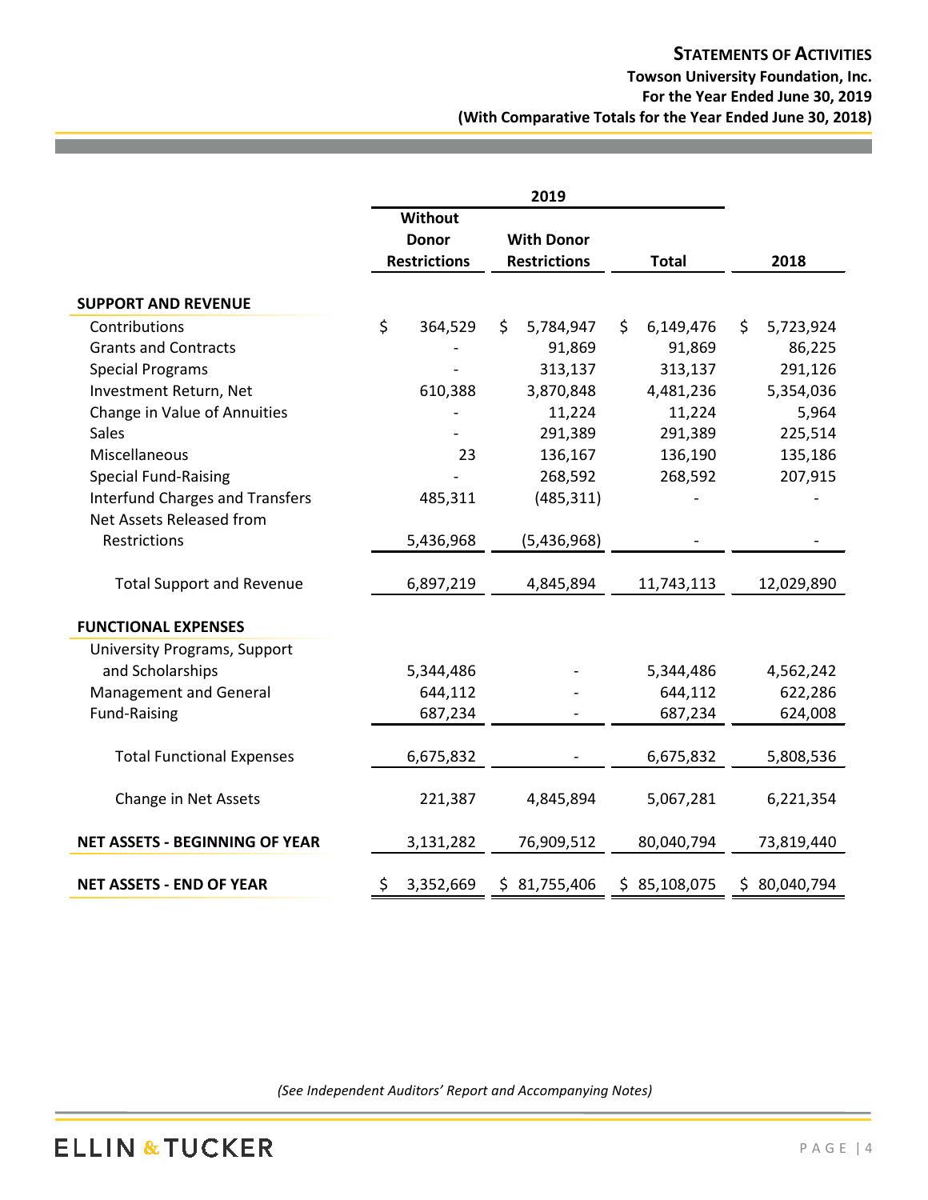# STATEMENTS OF ACTIVITIES

**Towson University Foundation, Inc.**
**For the Year Ended June 30, 2019**
**(With Comparative Totals for the Year Ended June 30, 2018)**

| | 2019 | | | |
|---|---|---|---|---|
| | Without Donor Restrictions | With Donor Restrictions | Total | 2018 |
| **SUPPORT AND REVENUE** | | | | |
| Contributions | $ 364,529 | $ 5,784,947 | $ 6,149,476 | $ 5,723,924 |
| Grants and Contracts | - | 91,869 | 91,869 | 86,225 |
| Special Programs | - | 313,137 | 313,137 | 291,126 |
| Investment Return, Net | 610,388 | 3,870,848 | 4,481,236 | 5,354,036 |
| Change in Value of Annuities | - | 11,224 | 11,224 | 5,964 |
| Sales | - | 291,389 | 291,389 | 225,514 |
| Miscellaneous | 23 | 136,167 | 136,190 | 135,186 |
| Special Fund-Raising | - | 268,592 | 268,592 | 207,915 |
| Interfund Charges and Transfers | 485,311 | (485,311) | - | - |
| Net Assets Released from Restrictions | 5,436,968 | (5,436,968) | - | - |
| Total Support and Revenue | 6,897,219 | 4,845,894 | 11,743,113 | 12,029,890 |
| **FUNCTIONAL EXPENSES** | | | | |
| University Programs, Support and Scholarships | 5,344,486 | - | 5,344,486 | 4,562,242 |
| Management and General | 644,112 | - | 644,112 | 622,286 |
| Fund-Raising | 687,234 | - | 687,234 | 624,008 |
| Total Functional Expenses | 6,675,832 | - | 6,675,832 | 5,808,536 |
| Change in Net Assets | 221,387 | 4,845,894 | 5,067,281 | 6,221,354 |
| **NET ASSETS - BEGINNING OF YEAR** | 3,131,282 | 76,909,512 | 80,040,794 | 73,819,440 |
| **NET ASSETS - END OF YEAR** | $ 3,352,669 | $ 81,755,406 | $ 85,108,075 | $ 80,040,794 |

*(See Independent Auditors' Report and Accompanying Notes)*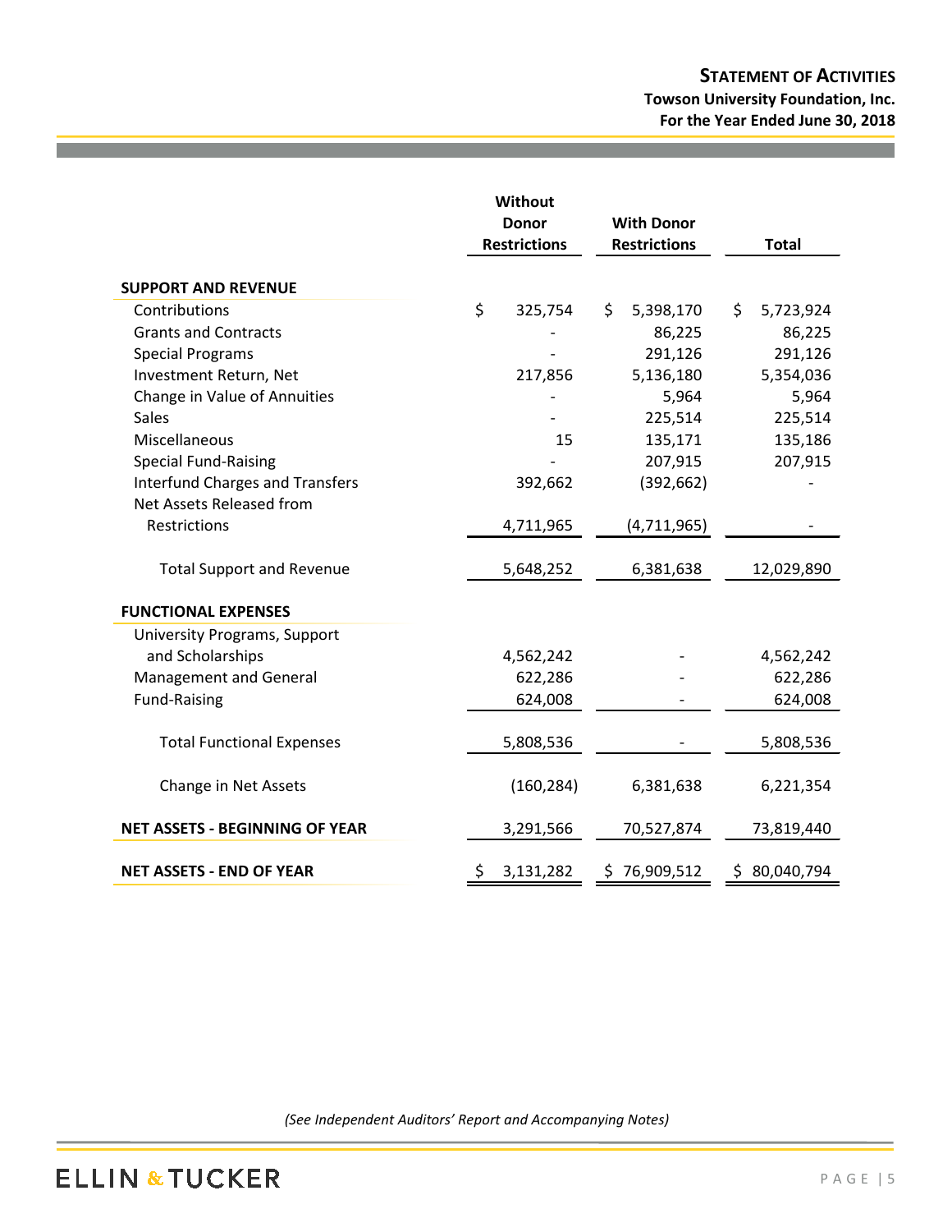# STATEMENT OF ACTIVITIES

**Towson University Foundation, Inc.**
**For the Year Ended June 30, 2018**

| | Without Donor Restrictions | With Donor Restrictions | Total |
|---|---|---|---|
| **SUPPORT AND REVENUE** | | | |
| Contributions | $ 325,754 | $ 5,398,170 | $ 5,723,924 |
| Grants and Contracts | - | 86,225 | 86,225 |
| Special Programs | - | 291,126 | 291,126 |
| Investment Return, Net | 217,856 | 5,136,180 | 5,354,036 |
| Change in Value of Annuities | - | 5,964 | 5,964 |
| Sales | - | 225,514 | 225,514 |
| Miscellaneous | 15 | 135,171 | 135,186 |
| Special Fund-Raising | - | 207,915 | 207,915 |
| Interfund Charges and Transfers | 392,662 | (392,662) | - |
| Net Assets Released from Restrictions | 4,711,965 | (4,711,965) | - |
| Total Support and Revenue | 5,648,252 | 6,381,638 | 12,029,890 |
| **FUNCTIONAL EXPENSES** | | | |
| University Programs, Support and Scholarships | 4,562,242 | - | 4,562,242 |
| Management and General | 622,286 | - | 622,286 |
| Fund-Raising | 624,008 | - | 624,008 |
| Total Functional Expenses | 5,808,536 | - | 5,808,536 |
| Change in Net Assets | (160,284) | 6,381,638 | 6,221,354 |
| **NET ASSETS - BEGINNING OF YEAR** | 3,291,566 | 70,527,874 | 73,819,440 |
| **NET ASSETS - END OF YEAR** | $ 3,131,282 | $ 76,909,512 | $ 80,040,794 |

*(See Independent Auditors' Report and Accompanying Notes)*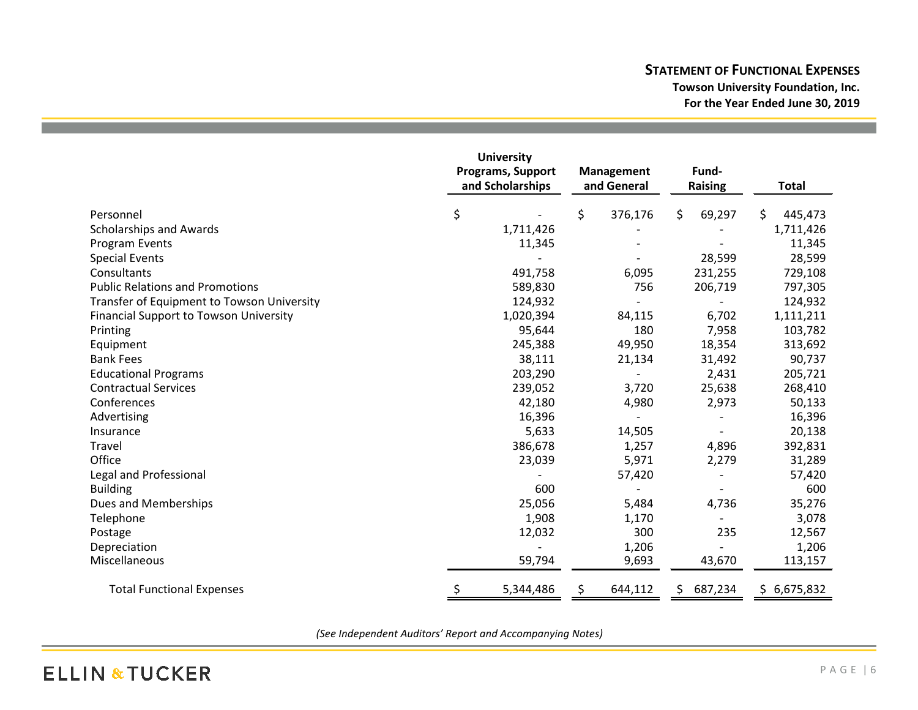# STATEMENT OF FUNCTIONAL EXPENSES

**Towson University Foundation, Inc.**

**For the Year Ended June 30, 2019**

| | University Programs, Support and Scholarships | Management and General | Fund-Raising | Total |
|---|---|---|---|---|
| Personnel | $ - | $ 376,176 | $ 69,297 | $ 445,473 |
| Scholarships and Awards | 1,711,426 | - | - | 1,711,426 |
| Program Events | 11,345 | - | - | 11,345 |
| Special Events | - | - | 28,599 | 28,599 |
| Consultants | 491,758 | 6,095 | 231,255 | 729,108 |
| Public Relations and Promotions | 589,830 | 756 | 206,719 | 797,305 |
| Transfer of Equipment to Towson University | 124,932 | - | - | 124,932 |
| Financial Support to Towson University | 1,020,394 | 84,115 | 6,702 | 1,111,211 |
| Printing | 95,644 | 180 | 7,958 | 103,782 |
| Equipment | 245,388 | 49,950 | 18,354 | 313,692 |
| Bank Fees | 38,111 | 21,134 | 31,492 | 90,737 |
| Educational Programs | 203,290 | - | 2,431 | 205,721 |
| Contractual Services | 239,052 | 3,720 | 25,638 | 268,410 |
| Conferences | 42,180 | 4,980 | 2,973 | 50,133 |
| Advertising | 16,396 | - | - | 16,396 |
| Insurance | 5,633 | 14,505 | - | 20,138 |
| Travel | 386,678 | 1,257 | 4,896 | 392,831 |
| Office | 23,039 | 5,971 | 2,279 | 31,289 |
| Legal and Professional | - | 57,420 | - | 57,420 |
| Building | 600 | - | - | 600 |
| Dues and Memberships | 25,056 | 5,484 | 4,736 | 35,276 |
| Telephone | 1,908 | 1,170 | - | 3,078 |
| Postage | 12,032 | 300 | 235 | 12,567 |
| Depreciation | - | 1,206 | - | 1,206 |
| Miscellaneous | 59,794 | 9,693 | 43,670 | 113,157 |
| Total Functional Expenses | $ 5,344,486 | $ 644,112 | $ 687,234 | $ 6,675,832 |

*(See Independent Auditors' Report and Accompanying Notes)*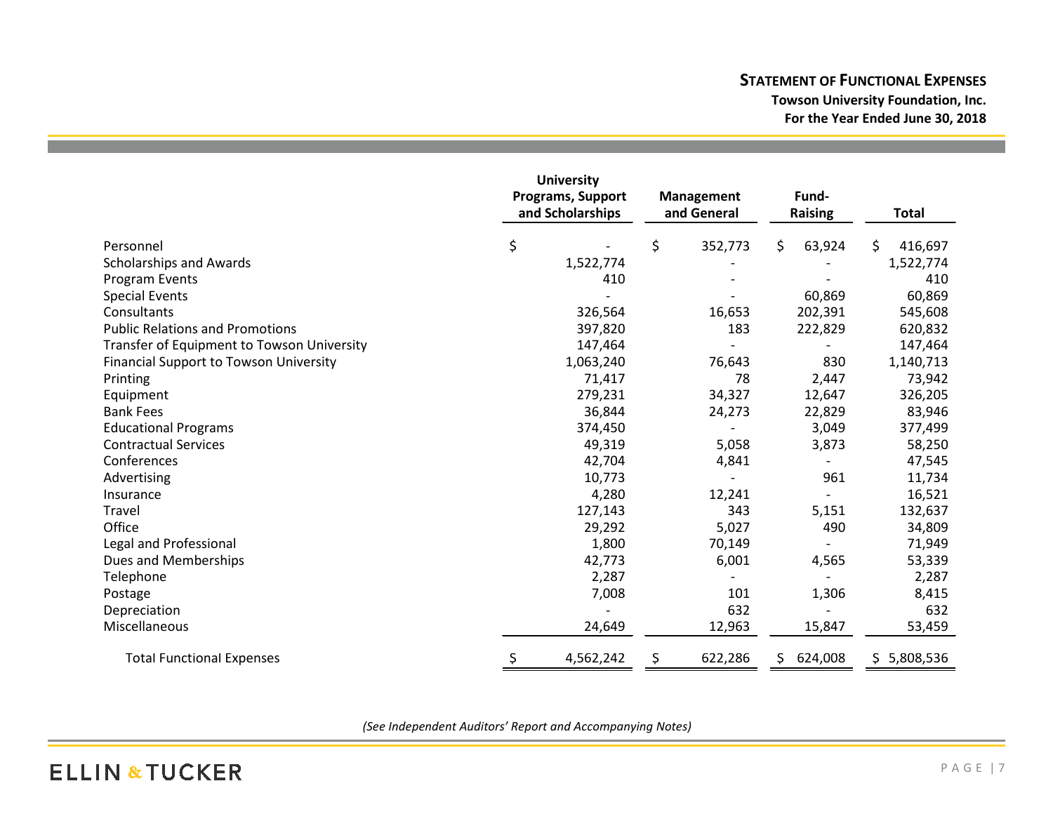# STATEMENT OF FUNCTIONAL EXPENSES

**Towson University Foundation, Inc.**

**For the Year Ended June 30, 2018**

| | University Programs, Support and Scholarships | Management and General | Fund-Raising | Total |
|---|---|---|---|---|
| Personnel | $ - | $ 352,773 | $ 63,924 | $ 416,697 |
| Scholarships and Awards | 1,522,774 | - | - | 1,522,774 |
| Program Events | 410 | - | - | 410 |
| Special Events | - | - | 60,869 | 60,869 |
| Consultants | 326,564 | 16,653 | 202,391 | 545,608 |
| Public Relations and Promotions | 397,820 | 183 | 222,829 | 620,832 |
| Transfer of Equipment to Towson University | 147,464 | - | - | 147,464 |
| Financial Support to Towson University | 1,063,240 | 76,643 | 830 | 1,140,713 |
| Printing | 71,417 | 78 | 2,447 | 73,942 |
| Equipment | 279,231 | 34,327 | 12,647 | 326,205 |
| Bank Fees | 36,844 | 24,273 | 22,829 | 83,946 |
| Educational Programs | 374,450 | - | 3,049 | 377,499 |
| Contractual Services | 49,319 | 5,058 | 3,873 | 58,250 |
| Conferences | 42,704 | 4,841 | - | 47,545 |
| Advertising | 10,773 | - | 961 | 11,734 |
| Insurance | 4,280 | 12,241 | - | 16,521 |
| Travel | 127,143 | 343 | 5,151 | 132,637 |
| Office | 29,292 | 5,027 | 490 | 34,809 |
| Legal and Professional | 1,800 | 70,149 | - | 71,949 |
| Dues and Memberships | 42,773 | 6,001 | 4,565 | 53,339 |
| Telephone | 2,287 | - | - | 2,287 |
| Postage | 7,008 | 101 | 1,306 | 8,415 |
| Depreciation | - | 632 | - | 632 |
| Miscellaneous | 24,649 | 12,963 | 15,847 | 53,459 |
| Total Functional Expenses | $ 4,562,242 | $ 622,286 | $ 624,008 | $ 5,808,536 |

*(See Independent Auditors' Report and Accompanying Notes)*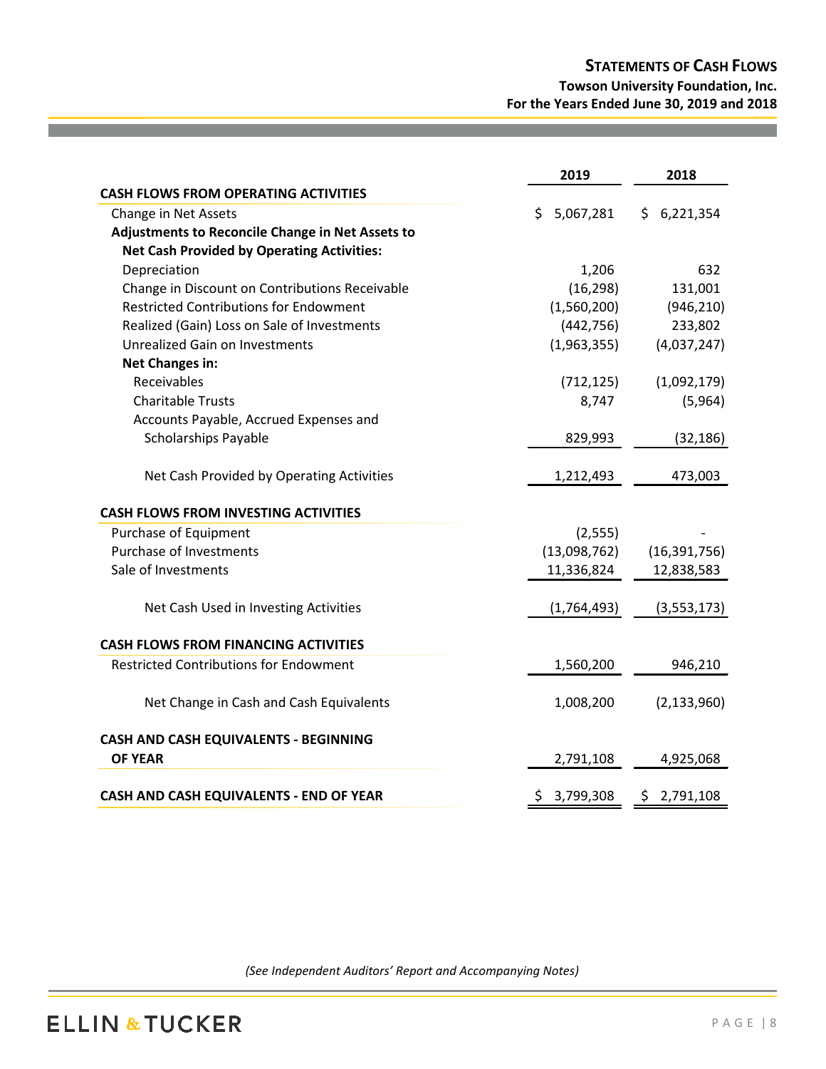# STATEMENTS OF CASH FLOWS

**Towson University Foundation, Inc.**
**For the Years Ended June 30, 2019 and 2018**

| | 2019 | 2018 |
|---|---|---|
| **CASH FLOWS FROM OPERATING ACTIVITIES** | | |
| Change in Net Assets | $ 5,067,281 | $ 6,221,354 |
| **Adjustments to Reconcile Change in Net Assets to Net Cash Provided by Operating Activities:** | | |
| Depreciation | 1,206 | 632 |
| Change in Discount on Contributions Receivable | (16,298) | 131,001 |
| Restricted Contributions for Endowment | (1,560,200) | (946,210) |
| Realized (Gain) Loss on Sale of Investments | (442,756) | 233,802 |
| Unrealized Gain on Investments | (1,963,355) | (4,037,247) |
| **Net Changes in:** | | |
| Receivables | (712,125) | (1,092,179) |
| Charitable Trusts | 8,747 | (5,964) |
| Accounts Payable, Accrued Expenses and Scholarships Payable | 829,993 | (32,186) |
| Net Cash Provided by Operating Activities | 1,212,493 | 473,003 |
| **CASH FLOWS FROM INVESTING ACTIVITIES** | | |
| Purchase of Equipment | (2,555) | - |
| Purchase of Investments | (13,098,762) | (16,391,756) |
| Sale of Investments | 11,336,824 | 12,838,583 |
| Net Cash Used in Investing Activities | (1,764,493) | (3,553,173) |
| **CASH FLOWS FROM FINANCING ACTIVITIES** | | |
| Restricted Contributions for Endowment | 1,560,200 | 946,210 |
| Net Change in Cash and Cash Equivalents | 1,008,200 | (2,133,960) |
| **CASH AND CASH EQUIVALENTS - BEGINNING OF YEAR** | 2,791,108 | 4,925,068 |
| **CASH AND CASH EQUIVALENTS - END OF YEAR** | $ 3,799,308 | $ 2,791,108 |

*(See Independent Auditors' Report and Accompanying Notes)*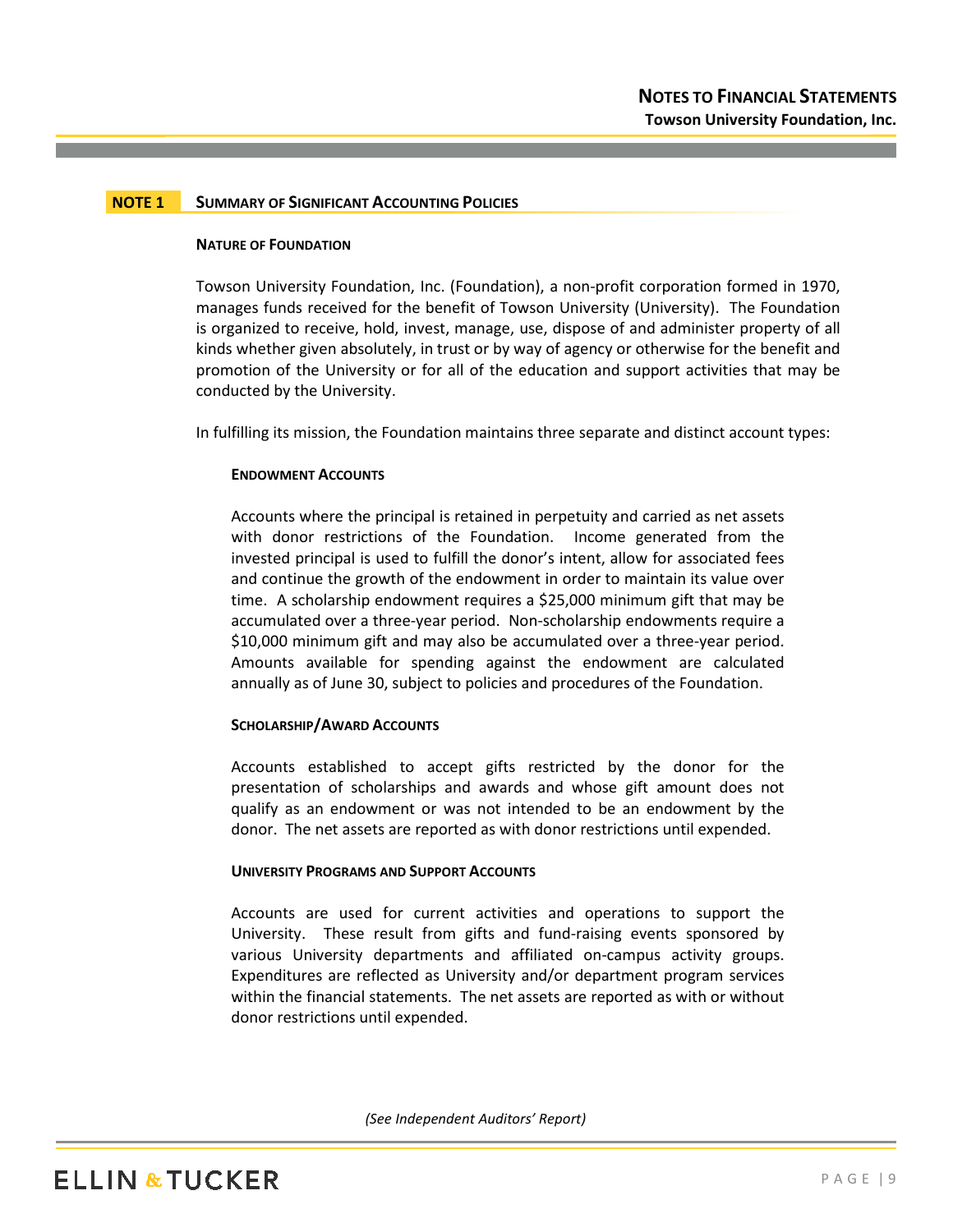## NOTE 1 SUMMARY OF SIGNIFICANT ACCOUNTING POLICIES

### NATURE OF FOUNDATION

Towson University Foundation, Inc. (Foundation), a non-profit corporation formed in 1970, manages funds received for the benefit of Towson University (University). The Foundation is organized to receive, hold, invest, manage, use, dispose of and administer property of all kinds whether given absolutely, in trust or by way of agency or otherwise for the benefit and promotion of the University or for all of the education and support activities that may be conducted by the University.

In fulfilling its mission, the Foundation maintains three separate and distinct account types:

#### ENDOWMENT ACCOUNTS

Accounts where the principal is retained in perpetuity and carried as net assets with donor restrictions of the Foundation. Income generated from the invested principal is used to fulfill the donor's intent, allow for associated fees and continue the growth of the endowment in order to maintain its value over time. A scholarship endowment requires a $25,000 minimum gift that may be accumulated over a three-year period. Non-scholarship endowments require a $10,000 minimum gift and may also be accumulated over a three-year period. Amounts available for spending against the endowment are calculated annually as of June 30, subject to policies and procedures of the Foundation.

#### SCHOLARSHIP/AWARD ACCOUNTS

Accounts established to accept gifts restricted by the donor for the presentation of scholarships and awards and whose gift amount does not qualify as an endowment or was not intended to be an endowment by the donor. The net assets are reported as with donor restrictions until expended.

#### UNIVERSITY PROGRAMS AND SUPPORT ACCOUNTS

Accounts are used for current activities and operations to support the University. These result from gifts and fund-raising events sponsored by various University departments and affiliated on-campus activity groups. Expenditures are reflected as University and/or department program services within the financial statements. The net assets are reported as with or without donor restrictions until expended.

*(See Independent Auditors' Report)*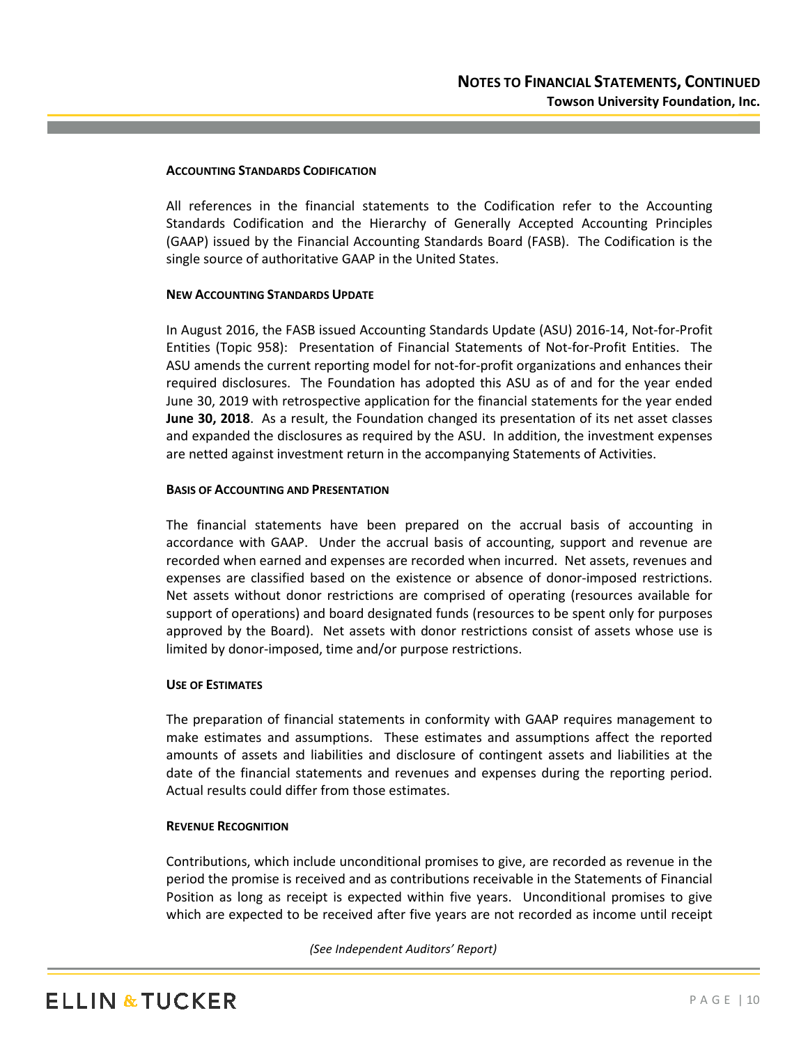#### ACCOUNTING STANDARDS CODIFICATION

All references in the financial statements to the Codification refer to the Accounting Standards Codification and the Hierarchy of Generally Accepted Accounting Principles (GAAP) issued by the Financial Accounting Standards Board (FASB). The Codification is the single source of authoritative GAAP in the United States.

#### NEW ACCOUNTING STANDARDS UPDATE

In August 2016, the FASB issued Accounting Standards Update (ASU) 2016-14, Not-for-Profit Entities (Topic 958): Presentation of Financial Statements of Not-for-Profit Entities. The ASU amends the current reporting model for not-for-profit organizations and enhances their required disclosures. The Foundation has adopted this ASU as of and for the year ended June 30, 2019 with retrospective application for the financial statements for the year ended **June 30, 2018**. As a result, the Foundation changed its presentation of its net asset classes and expanded the disclosures as required by the ASU. In addition, the investment expenses are netted against investment return in the accompanying Statements of Activities.

#### BASIS OF ACCOUNTING AND PRESENTATION

The financial statements have been prepared on the accrual basis of accounting in accordance with GAAP. Under the accrual basis of accounting, support and revenue are recorded when earned and expenses are recorded when incurred. Net assets, revenues and expenses are classified based on the existence or absence of donor-imposed restrictions. Net assets without donor restrictions are comprised of operating (resources available for support of operations) and board designated funds (resources to be spent only for purposes approved by the Board). Net assets with donor restrictions consist of assets whose use is limited by donor-imposed, time and/or purpose restrictions.

#### USE OF ESTIMATES

The preparation of financial statements in conformity with GAAP requires management to make estimates and assumptions. These estimates and assumptions affect the reported amounts of assets and liabilities and disclosure of contingent assets and liabilities at the date of the financial statements and revenues and expenses during the reporting period. Actual results could differ from those estimates.

#### REVENUE RECOGNITION

Contributions, which include unconditional promises to give, are recorded as revenue in the period the promise is received and as contributions receivable in the Statements of Financial Position as long as receipt is expected within five years. Unconditional promises to give which are expected to be received after five years are not recorded as income until receipt

*(See Independent Auditors' Report)*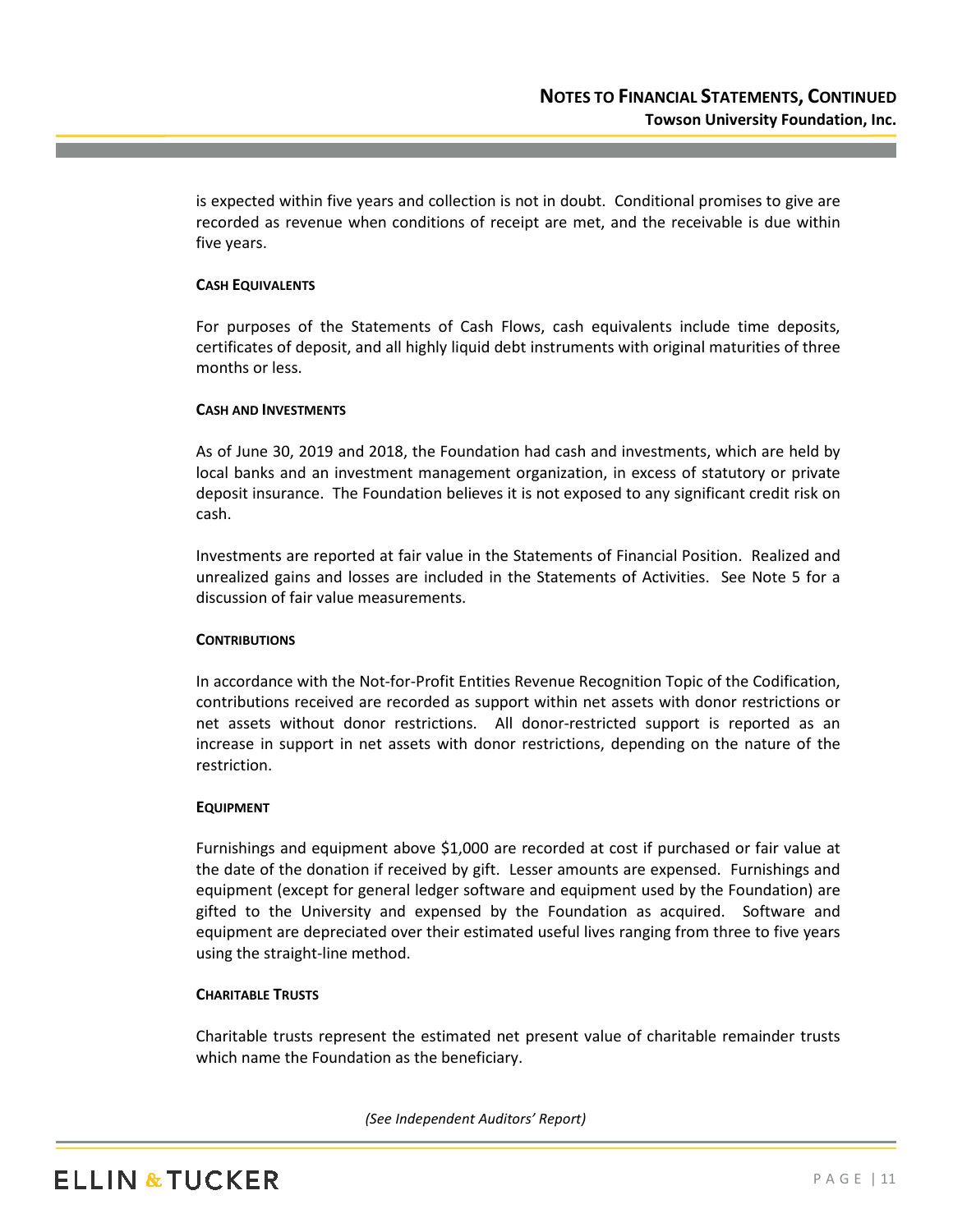is expected within five years and collection is not in doubt. Conditional promises to give are recorded as revenue when conditions of receipt are met, and the receivable is due within five years.

#### CASH EQUIVALENTS

For purposes of the Statements of Cash Flows, cash equivalents include time deposits, certificates of deposit, and all highly liquid debt instruments with original maturities of three months or less.

#### CASH AND INVESTMENTS

As of June 30, 2019 and 2018, the Foundation had cash and investments, which are held by local banks and an investment management organization, in excess of statutory or private deposit insurance. The Foundation believes it is not exposed to any significant credit risk on cash.

Investments are reported at fair value in the Statements of Financial Position. Realized and unrealized gains and losses are included in the Statements of Activities. See Note 5 for a discussion of fair value measurements.

#### CONTRIBUTIONS

In accordance with the Not-for-Profit Entities Revenue Recognition Topic of the Codification, contributions received are recorded as support within net assets with donor restrictions or net assets without donor restrictions. All donor-restricted support is reported as an increase in support in net assets with donor restrictions, depending on the nature of the restriction.

#### EQUIPMENT

Furnishings and equipment above $1,000 are recorded at cost if purchased or fair value at the date of the donation if received by gift. Lesser amounts are expensed. Furnishings and equipment (except for general ledger software and equipment used by the Foundation) are gifted to the University and expensed by the Foundation as acquired. Software and equipment are depreciated over their estimated useful lives ranging from three to five years using the straight-line method.

#### CHARITABLE TRUSTS

Charitable trusts represent the estimated net present value of charitable remainder trusts which name the Foundation as the beneficiary.

*(See Independent Auditors' Report)*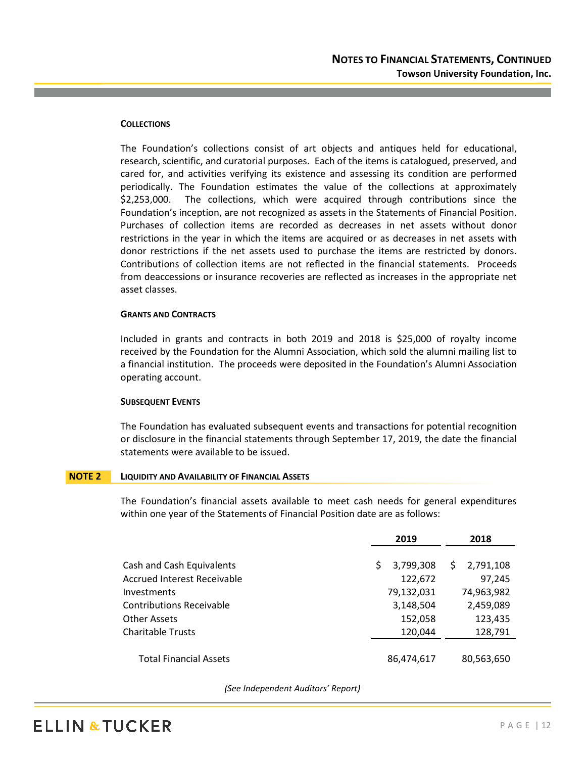### COLLECTIONS

The Foundation's collections consist of art objects and antiques held for educational, research, scientific, and curatorial purposes. Each of the items is catalogued, preserved, and cared for, and activities verifying its existence and assessing its condition are performed periodically. The Foundation estimates the value of the collections at approximately $2,253,000. The collections, which were acquired through contributions since the Foundation's inception, are not recognized as assets in the Statements of Financial Position. Purchases of collection items are recorded as decreases in net assets without donor restrictions in the year in which the items are acquired or as decreases in net assets with donor restrictions if the net assets used to purchase the items are restricted by donors. Contributions of collection items are not reflected in the financial statements. Proceeds from deaccessions or insurance recoveries are reflected as increases in the appropriate net asset classes.

### GRANTS AND CONTRACTS

Included in grants and contracts in both 2019 and 2018 is $25,000 of royalty income received by the Foundation for the Alumni Association, which sold the alumni mailing list to a financial institution. The proceeds were deposited in the Foundation's Alumni Association operating account.

### SUBSEQUENT EVENTS

The Foundation has evaluated subsequent events and transactions for potential recognition or disclosure in the financial statements through September 17, 2019, the date the financial statements were available to be issued.

## NOTE 2 LIQUIDITY AND AVAILABILITY OF FINANCIAL ASSETS

The Foundation's financial assets available to meet cash needs for general expenditures within one year of the Statements of Financial Position date are as follows:

| | 2019 | 2018 |
|---|---|---|
| Cash and Cash Equivalents | $ 3,799,308 | $ 2,791,108 |
| Accrued Interest Receivable | 122,672 | 97,245 |
| Investments | 79,132,031 | 74,963,982 |
| Contributions Receivable | 3,148,504 | 2,459,089 |
| Other Assets | 152,058 | 123,435 |
| Charitable Trusts | 120,044 | 128,791 |
| Total Financial Assets | 86,474,617 | 80,563,650 |

*(See Independent Auditors' Report)*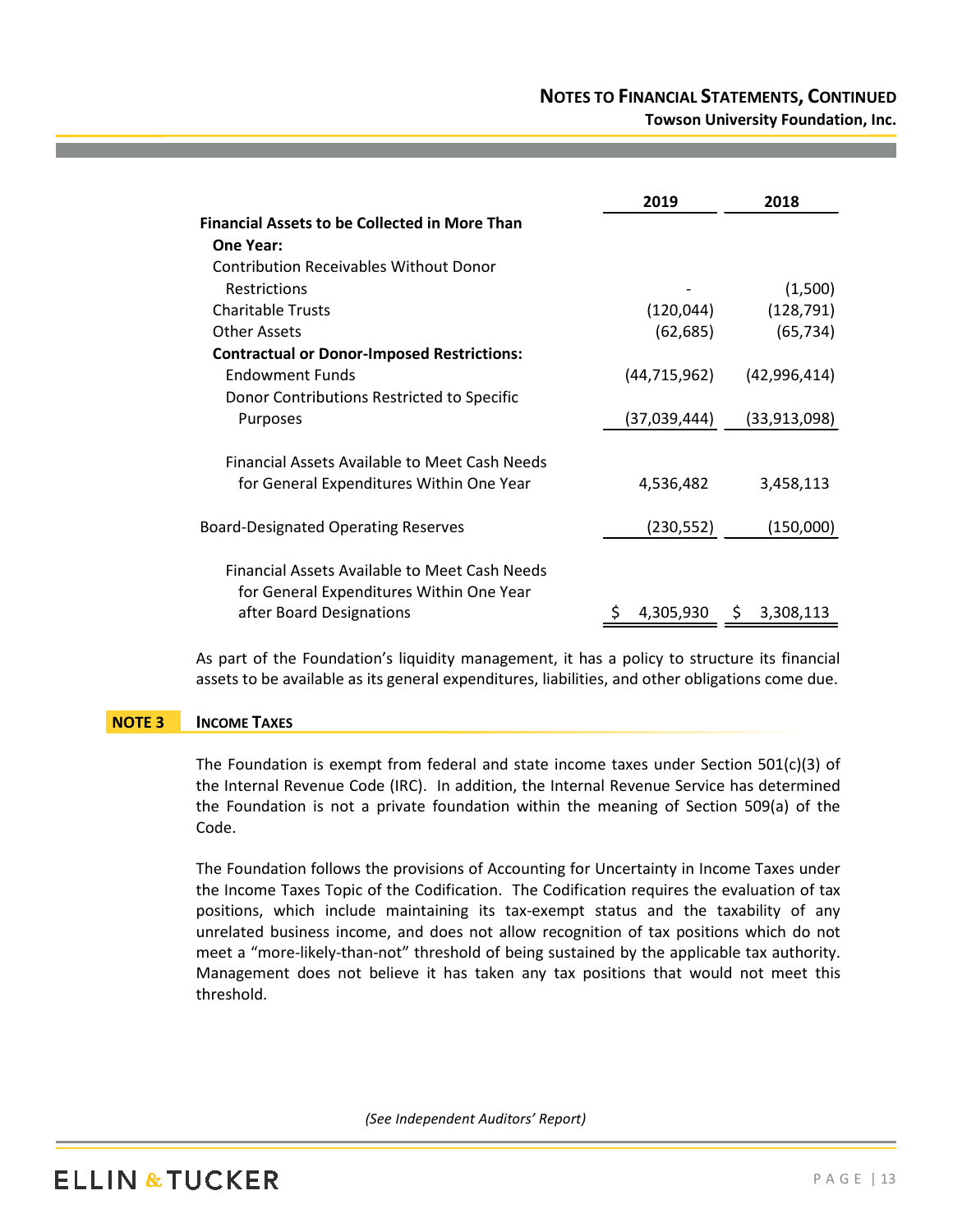| | 2019 | 2018 |
|---|---|---|
| **Financial Assets to be Collected in More Than One Year:** | | |
| Contribution Receivables Without Donor Restrictions | - | (1,500) |
| Charitable Trusts | (120,044) | (128,791) |
| Other Assets | (62,685) | (65,734) |
| **Contractual or Donor-Imposed Restrictions:** | | |
| Endowment Funds | (44,715,962) | (42,996,414) |
| Donor Contributions Restricted to Specific Purposes | (37,039,444) | (33,913,098) |
| Financial Assets Available to Meet Cash Needs for General Expenditures Within One Year | 4,536,482 | 3,458,113 |
| Board-Designated Operating Reserves | (230,552) | (150,000) |
| Financial Assets Available to Meet Cash Needs for General Expenditures Within One Year after Board Designations | $ 4,305,930 | $ 3,308,113 |

As part of the Foundation's liquidity management, it has a policy to structure its financial assets to be available as its general expenditures, liabilities, and other obligations come due.

## NOTE 3 INCOME TAXES

The Foundation is exempt from federal and state income taxes under Section 501(c)(3) of the Internal Revenue Code (IRC). In addition, the Internal Revenue Service has determined the Foundation is not a private foundation within the meaning of Section 509(a) of the Code.

The Foundation follows the provisions of Accounting for Uncertainty in Income Taxes under the Income Taxes Topic of the Codification. The Codification requires the evaluation of tax positions, which include maintaining its tax-exempt status and the taxability of any unrelated business income, and does not allow recognition of tax positions which do not meet a "more-likely-than-not" threshold of being sustained by the applicable tax authority. Management does not believe it has taken any tax positions that would not meet this threshold.

*(See Independent Auditors' Report)*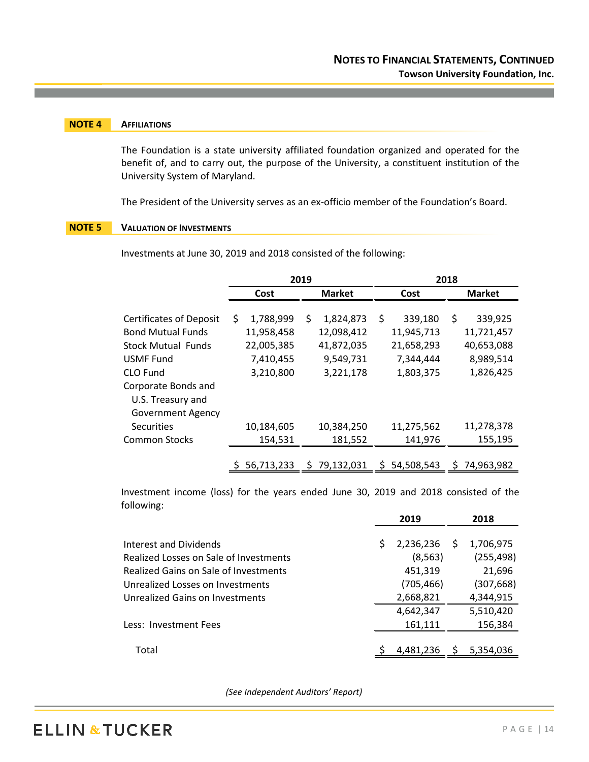## NOTE 4 AFFILIATIONS

The Foundation is a state university affiliated foundation organized and operated for the benefit of, and to carry out, the purpose of the University, a constituent institution of the University System of Maryland.

The President of the University serves as an ex-officio member of the Foundation's Board.

## NOTE 5 VALUATION OF INVESTMENTS

Investments at June 30, 2019 and 2018 consisted of the following:

| | 2019 | | 2018 | |
|---|---|---|---|---|
| | Cost | Market | Cost | Market |
| Certificates of Deposit | $ 1,788,999 | $ 1,824,873 | $ 339,180 | $ 339,925 |
| Bond Mutual Funds | 11,958,458 | 12,098,412 | 11,945,713 | 11,721,457 |
| Stock Mutual Funds | 22,005,385 | 41,872,035 | 21,658,293 | 40,653,088 |
| USMF Fund | 7,410,455 | 9,549,731 | 7,344,444 | 8,989,514 |
| CLO Fund | 3,210,800 | 3,221,178 | 1,803,375 | 1,826,425 |
| Corporate Bonds and U.S. Treasury and Government Agency Securities | 10,184,605 | 10,384,250 | 11,275,562 | 11,278,378 |
| Common Stocks | 154,531 | 181,552 | 141,976 | 155,195 |
| | $ 56,713,233 | $ 79,132,031 | $ 54,508,543 | $ 74,963,982 |

Investment income (loss) for the years ended June 30, 2019 and 2018 consisted of the following:

| | 2019 | 2018 |
|---|---|---|
| Interest and Dividends | $ 2,236,236 | $ 1,706,975 |
| Realized Losses on Sale of Investments | (8,563) | (255,498) |
| Realized Gains on Sale of Investments | 451,319 | 21,696 |
| Unrealized Losses on Investments | (705,466) | (307,668) |
| Unrealized Gains on Investments | 2,668,821 | 4,344,915 |
| | 4,642,347 | 5,510,420 |
| Less: Investment Fees | 161,111 | 156,384 |
| Total | $ 4,481,236 | $ 5,354,036 |

*(See Independent Auditors' Report)*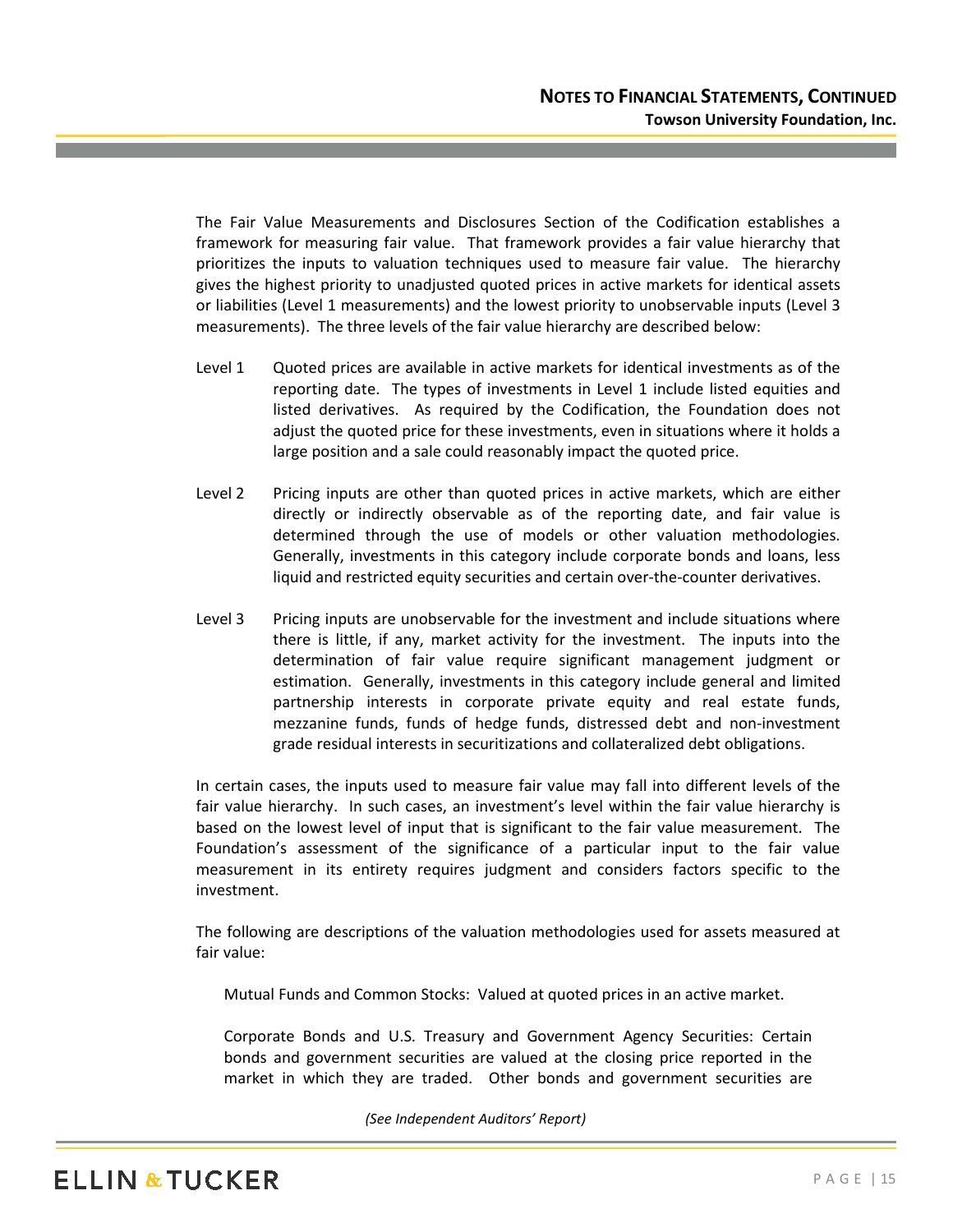The Fair Value Measurements and Disclosures Section of the Codification establishes a framework for measuring fair value. That framework provides a fair value hierarchy that prioritizes the inputs to valuation techniques used to measure fair value. The hierarchy gives the highest priority to unadjusted quoted prices in active markets for identical assets or liabilities (Level 1 measurements) and the lowest priority to unobservable inputs (Level 3 measurements). The three levels of the fair value hierarchy are described below:

Level 1 Quoted prices are available in active markets for identical investments as of the reporting date. The types of investments in Level 1 include listed equities and listed derivatives. As required by the Codification, the Foundation does not adjust the quoted price for these investments, even in situations where it holds a large position and a sale could reasonably impact the quoted price.

Level 2 Pricing inputs are other than quoted prices in active markets, which are either directly or indirectly observable as of the reporting date, and fair value is determined through the use of models or other valuation methodologies. Generally, investments in this category include corporate bonds and loans, less liquid and restricted equity securities and certain over-the-counter derivatives.

Level 3 Pricing inputs are unobservable for the investment and include situations where there is little, if any, market activity for the investment. The inputs into the determination of fair value require significant management judgment or estimation. Generally, investments in this category include general and limited partnership interests in corporate private equity and real estate funds, mezzanine funds, funds of hedge funds, distressed debt and non-investment grade residual interests in securitizations and collateralized debt obligations.

In certain cases, the inputs used to measure fair value may fall into different levels of the fair value hierarchy. In such cases, an investment's level within the fair value hierarchy is based on the lowest level of input that is significant to the fair value measurement. The Foundation's assessment of the significance of a particular input to the fair value measurement in its entirety requires judgment and considers factors specific to the investment.

The following are descriptions of the valuation methodologies used for assets measured at fair value:

Mutual Funds and Common Stocks: Valued at quoted prices in an active market.

Corporate Bonds and U.S. Treasury and Government Agency Securities: Certain bonds and government securities are valued at the closing price reported in the market in which they are traded. Other bonds and government securities are

*(See Independent Auditors' Report)*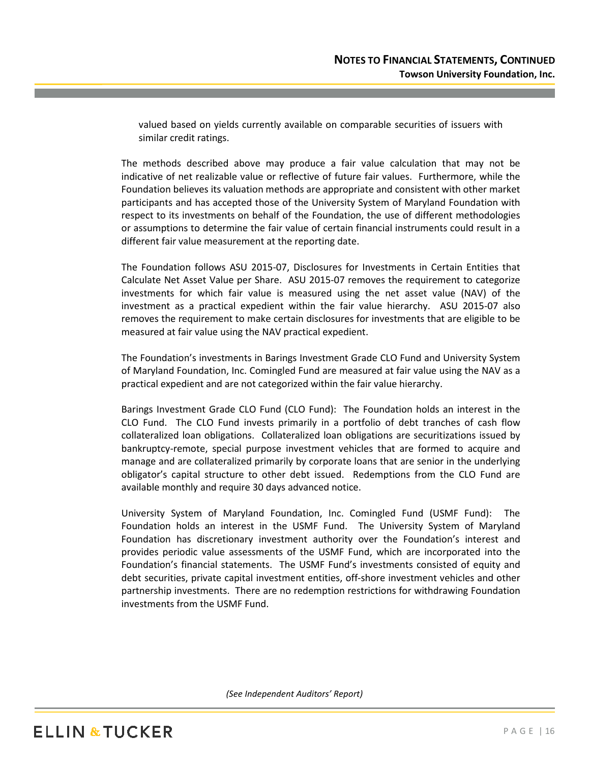valued based on yields currently available on comparable securities of issuers with similar credit ratings.

The methods described above may produce a fair value calculation that may not be indicative of net realizable value or reflective of future fair values. Furthermore, while the Foundation believes its valuation methods are appropriate and consistent with other market participants and has accepted those of the University System of Maryland Foundation with respect to its investments on behalf of the Foundation, the use of different methodologies or assumptions to determine the fair value of certain financial instruments could result in a different fair value measurement at the reporting date.

The Foundation follows ASU 2015-07, Disclosures for Investments in Certain Entities that Calculate Net Asset Value per Share. ASU 2015-07 removes the requirement to categorize investments for which fair value is measured using the net asset value (NAV) of the investment as a practical expedient within the fair value hierarchy. ASU 2015-07 also removes the requirement to make certain disclosures for investments that are eligible to be measured at fair value using the NAV practical expedient.

The Foundation's investments in Barings Investment Grade CLO Fund and University System of Maryland Foundation, Inc. Comingled Fund are measured at fair value using the NAV as a practical expedient and are not categorized within the fair value hierarchy.

Barings Investment Grade CLO Fund (CLO Fund): The Foundation holds an interest in the CLO Fund. The CLO Fund invests primarily in a portfolio of debt tranches of cash flow collateralized loan obligations. Collateralized loan obligations are securitizations issued by bankruptcy-remote, special purpose investment vehicles that are formed to acquire and manage and are collateralized primarily by corporate loans that are senior in the underlying obligator's capital structure to other debt issued. Redemptions from the CLO Fund are available monthly and require 30 days advanced notice.

University System of Maryland Foundation, Inc. Comingled Fund (USMF Fund): The Foundation holds an interest in the USMF Fund. The University System of Maryland Foundation has discretionary investment authority over the Foundation's interest and provides periodic value assessments of the USMF Fund, which are incorporated into the Foundation's financial statements. The USMF Fund's investments consisted of equity and debt securities, private capital investment entities, off-shore investment vehicles and other partnership investments. There are no redemption restrictions for withdrawing Foundation investments from the USMF Fund.

*(See Independent Auditors' Report)*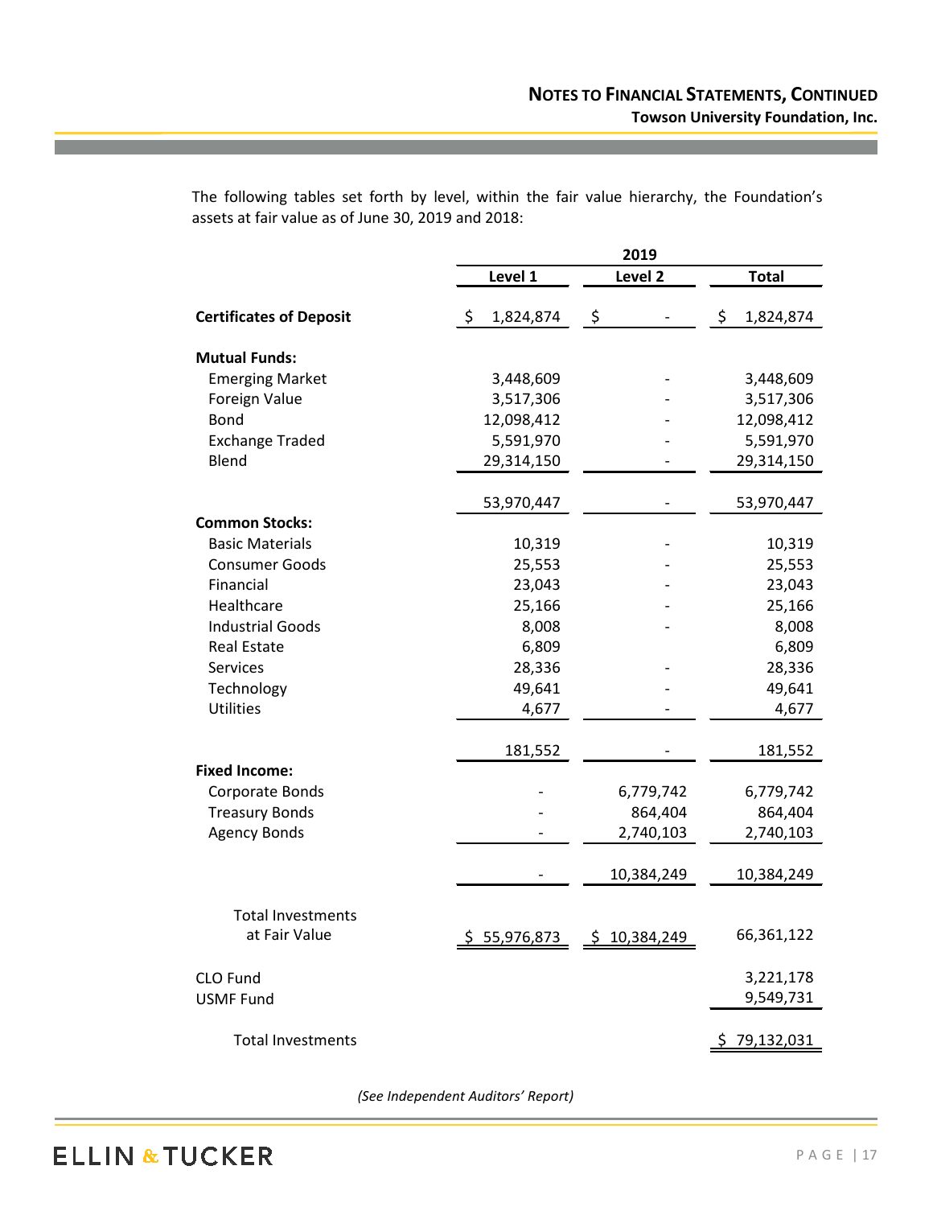The following tables set forth by level, within the fair value hierarchy, the Foundation's assets at fair value as of June 30, 2019 and 2018:

| | 2019 | | |
|---|---|---|---|
| | Level 1 | Level 2 | Total |
| **Certificates of Deposit** | $ 1,824,874 | $ - | $ 1,824,874 |
| **Mutual Funds:** | | | |
| Emerging Market | 3,448,609 | - | 3,448,609 |
| Foreign Value | 3,517,306 | - | 3,517,306 |
| Bond | 12,098,412 | - | 12,098,412 |
| Exchange Traded | 5,591,970 | - | 5,591,970 |
| Blend | 29,314,150 | - | 29,314,150 |
| | 53,970,447 | - | 53,970,447 |
| **Common Stocks:** | | | |
| Basic Materials | 10,319 | - | 10,319 |
| Consumer Goods | 25,553 | - | 25,553 |
| Financial | 23,043 | - | 23,043 |
| Healthcare | 25,166 | - | 25,166 |
| Industrial Goods | 8,008 | - | 8,008 |
| Real Estate | 6,809 | | 6,809 |
| Services | 28,336 | - | 28,336 |
| Technology | 49,641 | - | 49,641 |
| Utilities | 4,677 | - | 4,677 |
| | 181,552 | - | 181,552 |
| **Fixed Income:** | | | |
| Corporate Bonds | - | 6,779,742 | 6,779,742 |
| Treasury Bonds | - | 864,404 | 864,404 |
| Agency Bonds | - | 2,740,103 | 2,740,103 |
| | - | 10,384,249 | 10,384,249 |
| Total Investments at Fair Value | $ 55,976,873 | $ 10,384,249 | 66,361,122 |
| CLO Fund | | | 3,221,178 |
| USMF Fund | | | 9,549,731 |
| Total Investments | | | $ 79,132,031 |

*(See Independent Auditors' Report)*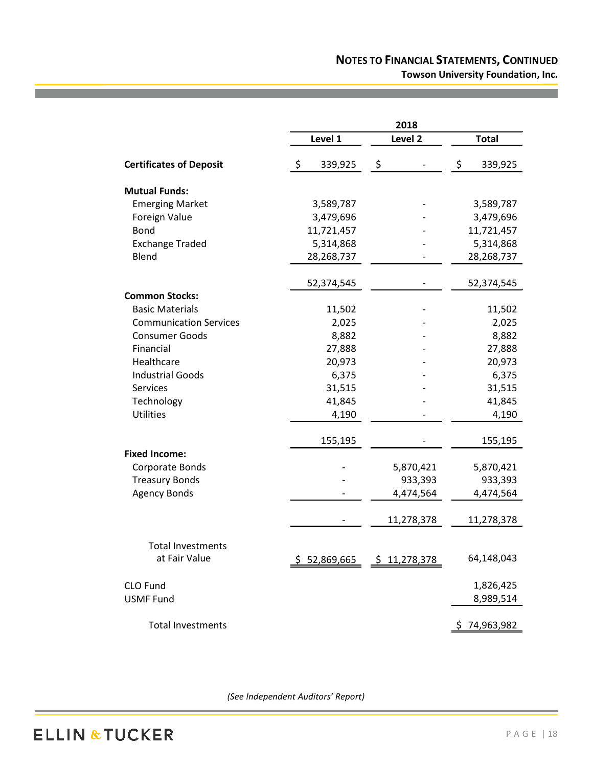| | 2018 | | |
|---|---|---|---|
| | **Level 1** | **Level 2** | **Total** |
| **Certificates of Deposit** | $ 339,925 | $ - | $ 339,925 |
| **Mutual Funds:** | | | |
| Emerging Market | 3,589,787 | - | 3,589,787 |
| Foreign Value | 3,479,696 | - | 3,479,696 |
| Bond | 11,721,457 | - | 11,721,457 |
| Exchange Traded | 5,314,868 | - | 5,314,868 |
| Blend | 28,268,737 | - | 28,268,737 |
| | 52,374,545 | - | 52,374,545 |
| **Common Stocks:** | | | |
| Basic Materials | 11,502 | - | 11,502 |
| Communication Services | 2,025 | - | 2,025 |
| Consumer Goods | 8,882 | - | 8,882 |
| Financial | 27,888 | - | 27,888 |
| Healthcare | 20,973 | - | 20,973 |
| Industrial Goods | 6,375 | - | 6,375 |
| Services | 31,515 | - | 31,515 |
| Technology | 41,845 | - | 41,845 |
| Utilities | 4,190 | - | 4,190 |
| | 155,195 | - | 155,195 |
| **Fixed Income:** | | | |
| Corporate Bonds | - | 5,870,421 | 5,870,421 |
| Treasury Bonds | - | 933,393 | 933,393 |
| Agency Bonds | - | 4,474,564 | 4,474,564 |
| | - | 11,278,378 | 11,278,378 |
| Total Investments at Fair Value | $ 52,869,665 | $ 11,278,378 | 64,148,043 |
| CLO Fund | | | 1,826,425 |
| USMF Fund | | | 8,989,514 |
| Total Investments | | | $ 74,963,982 |

*(See Independent Auditors' Report)*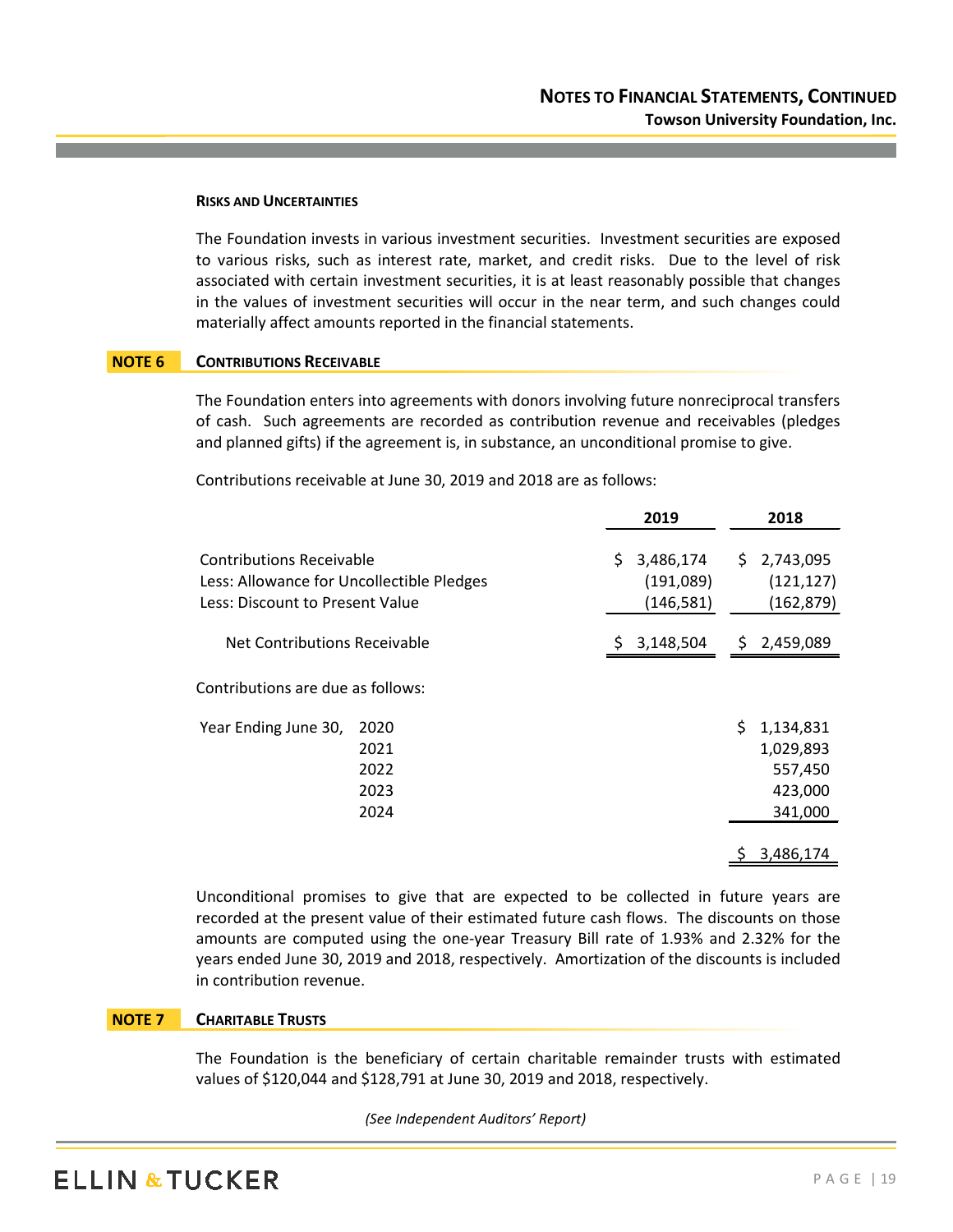#### RISKS AND UNCERTAINTIES

The Foundation invests in various investment securities. Investment securities are exposed to various risks, such as interest rate, market, and credit risks. Due to the level of risk associated with certain investment securities, it is at least reasonably possible that changes in the values of investment securities will occur in the near term, and such changes could materially affect amounts reported in the financial statements.

## NOTE 6 CONTRIBUTIONS RECEIVABLE

The Foundation enters into agreements with donors involving future nonreciprocal transfers of cash. Such agreements are recorded as contribution revenue and receivables (pledges and planned gifts) if the agreement is, in substance, an unconditional promise to give.

Contributions receivable at June 30, 2019 and 2018 are as follows:

| | 2019 | 2018 |
|---|---|---|
| Contributions Receivable | $ 3,486,174 | $ 2,743,095 |
| Less: Allowance for Uncollectible Pledges | (191,089) | (121,127) |
| Less: Discount to Present Value | (146,581) | (162,879) |
| Net Contributions Receivable | $ 3,148,504 | $ 2,459,089 |

Contributions are due as follows:

| Year Ending June 30, | | Amount |
|---|---|---|
| | 2020 | $ 1,134,831 |
| | 2021 | 1,029,893 |
| | 2022 | 557,450 |
| | 2023 | 423,000 |
| | 2024 | 341,000 |
| | | $ 3,486,174 |

Unconditional promises to give that are expected to be collected in future years are recorded at the present value of their estimated future cash flows. The discounts on those amounts are computed using the one-year Treasury Bill rate of 1.93% and 2.32% for the years ended June 30, 2019 and 2018, respectively. Amortization of the discounts is included in contribution revenue.

## NOTE 7 CHARITABLE TRUSTS

The Foundation is the beneficiary of certain charitable remainder trusts with estimated values of $120,044 and $128,791 at June 30, 2019 and 2018, respectively.

*(See Independent Auditors' Report)*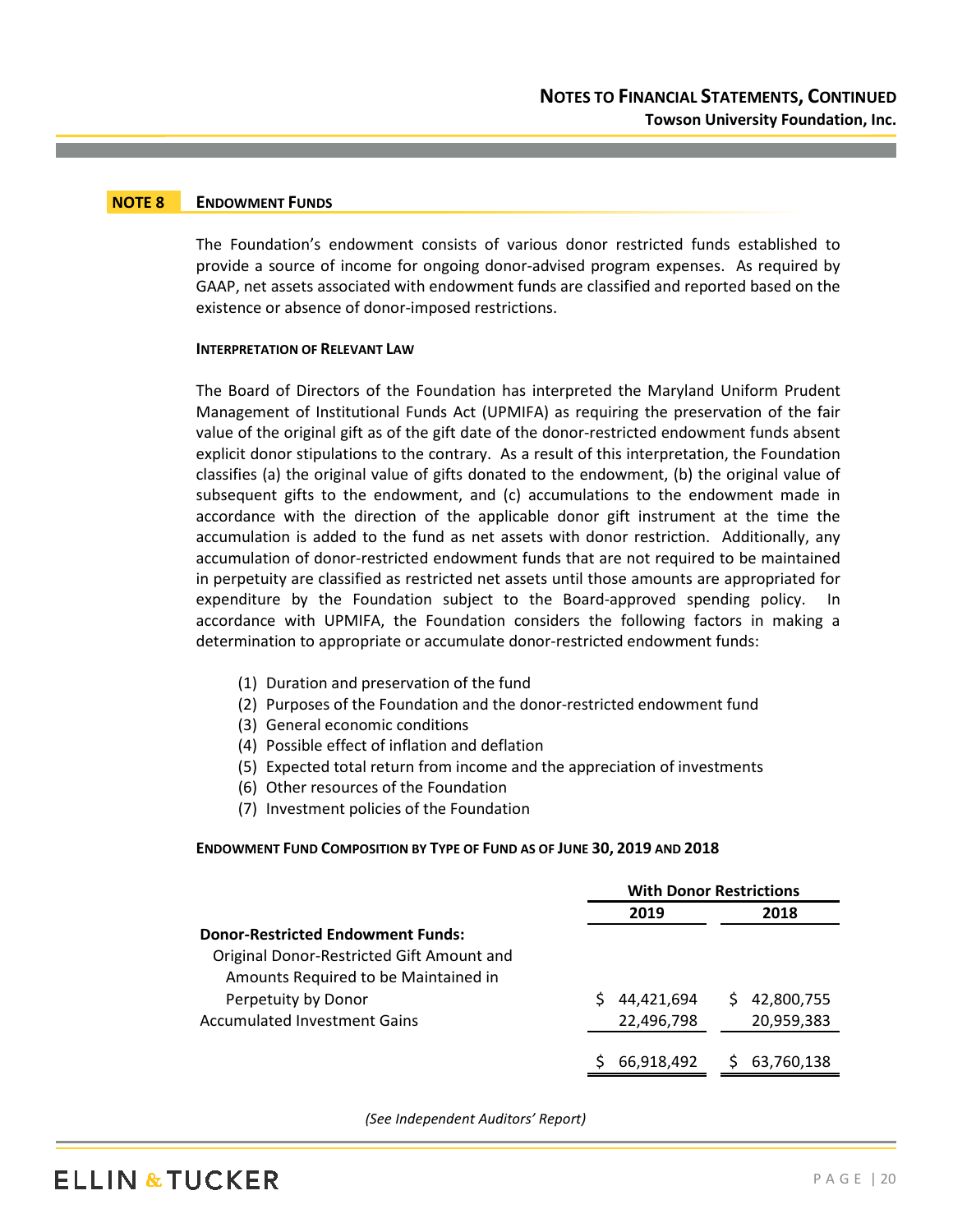## NOTE 8 ENDOWMENT FUNDS

The Foundation's endowment consists of various donor restricted funds established to provide a source of income for ongoing donor-advised program expenses. As required by GAAP, net assets associated with endowment funds are classified and reported based on the existence or absence of donor-imposed restrictions.

### INTERPRETATION OF RELEVANT LAW

The Board of Directors of the Foundation has interpreted the Maryland Uniform Prudent Management of Institutional Funds Act (UPMIFA) as requiring the preservation of the fair value of the original gift as of the gift date of the donor-restricted endowment funds absent explicit donor stipulations to the contrary. As a result of this interpretation, the Foundation classifies (a) the original value of gifts donated to the endowment, (b) the original value of subsequent gifts to the endowment, and (c) accumulations to the endowment made in accordance with the direction of the applicable donor gift instrument at the time the accumulation is added to the fund as net assets with donor restriction. Additionally, any accumulation of donor-restricted endowment funds that are not required to be maintained in perpetuity are classified as restricted net assets until those amounts are appropriated for expenditure by the Foundation subject to the Board-approved spending policy. In accordance with UPMIFA, the Foundation considers the following factors in making a determination to appropriate or accumulate donor-restricted endowment funds:

1. Duration and preservation of the fund
2. Purposes of the Foundation and the donor-restricted endowment fund
3. General economic conditions
4. Possible effect of inflation and deflation
5. Expected total return from income and the appreciation of investments
6. Other resources of the Foundation
7. Investment policies of the Foundation

### ENDOWMENT FUND COMPOSITION BY TYPE OF FUND AS OF JUNE 30, 2019 AND 2018

| | With Donor Restrictions | |
|---|---|---|
| | **2019** | **2018** |
| **Donor-Restricted Endowment Funds:** | | |
| Original Donor-Restricted Gift Amount and Amounts Required to be Maintained in Perpetuity by Donor | $ 44,421,694 | $ 42,800,755 |
| Accumulated Investment Gains | 22,496,798 | 20,959,383 |
| | $ 66,918,492 | $ 63,760,138 |

*(See Independent Auditors' Report)*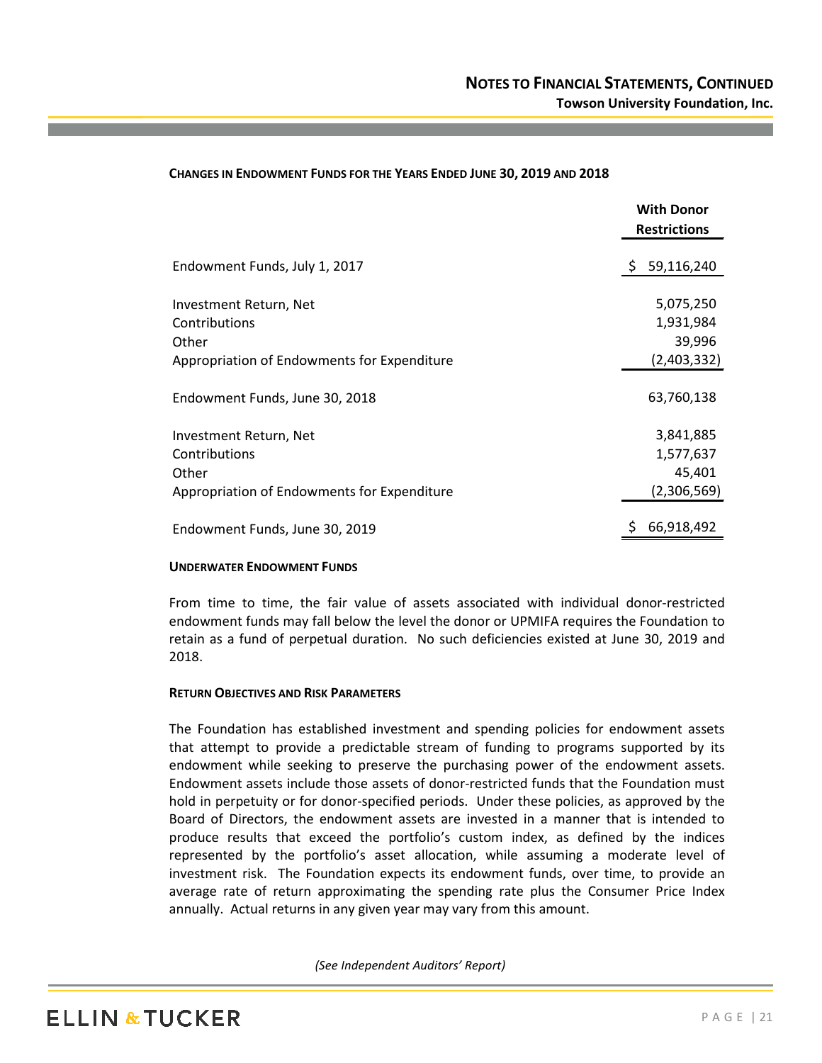**CHANGES IN ENDOWMENT FUNDS FOR THE YEARS ENDED JUNE 30, 2019 AND 2018**

| | With Donor Restrictions |
|---|---|
| Endowment Funds, July 1, 2017 | $ 59,116,240 |
| Investment Return, Net | 5,075,250 |
| Contributions | 1,931,984 |
| Other | 39,996 |
| Appropriation of Endowments for Expenditure | (2,403,332) |
| Endowment Funds, June 30, 2018 | 63,760,138 |
| Investment Return, Net | 3,841,885 |
| Contributions | 1,577,637 |
| Other | 45,401 |
| Appropriation of Endowments for Expenditure | (2,306,569) |
| Endowment Funds, June 30, 2019 | $ 66,918,492 |

**UNDERWATER ENDOWMENT FUNDS**

From time to time, the fair value of assets associated with individual donor-restricted endowment funds may fall below the level the donor or UPMIFA requires the Foundation to retain as a fund of perpetual duration. No such deficiencies existed at June 30, 2019 and 2018.

**RETURN OBJECTIVES AND RISK PARAMETERS**

The Foundation has established investment and spending policies for endowment assets that attempt to provide a predictable stream of funding to programs supported by its endowment while seeking to preserve the purchasing power of the endowment assets. Endowment assets include those assets of donor-restricted funds that the Foundation must hold in perpetuity or for donor-specified periods. Under these policies, as approved by the Board of Directors, the endowment assets are invested in a manner that is intended to produce results that exceed the portfolio's custom index, as defined by the indices represented by the portfolio's asset allocation, while assuming a moderate level of investment risk. The Foundation expects its endowment funds, over time, to provide an average rate of return approximating the spending rate plus the Consumer Price Index annually. Actual returns in any given year may vary from this amount.

*(See Independent Auditors' Report)*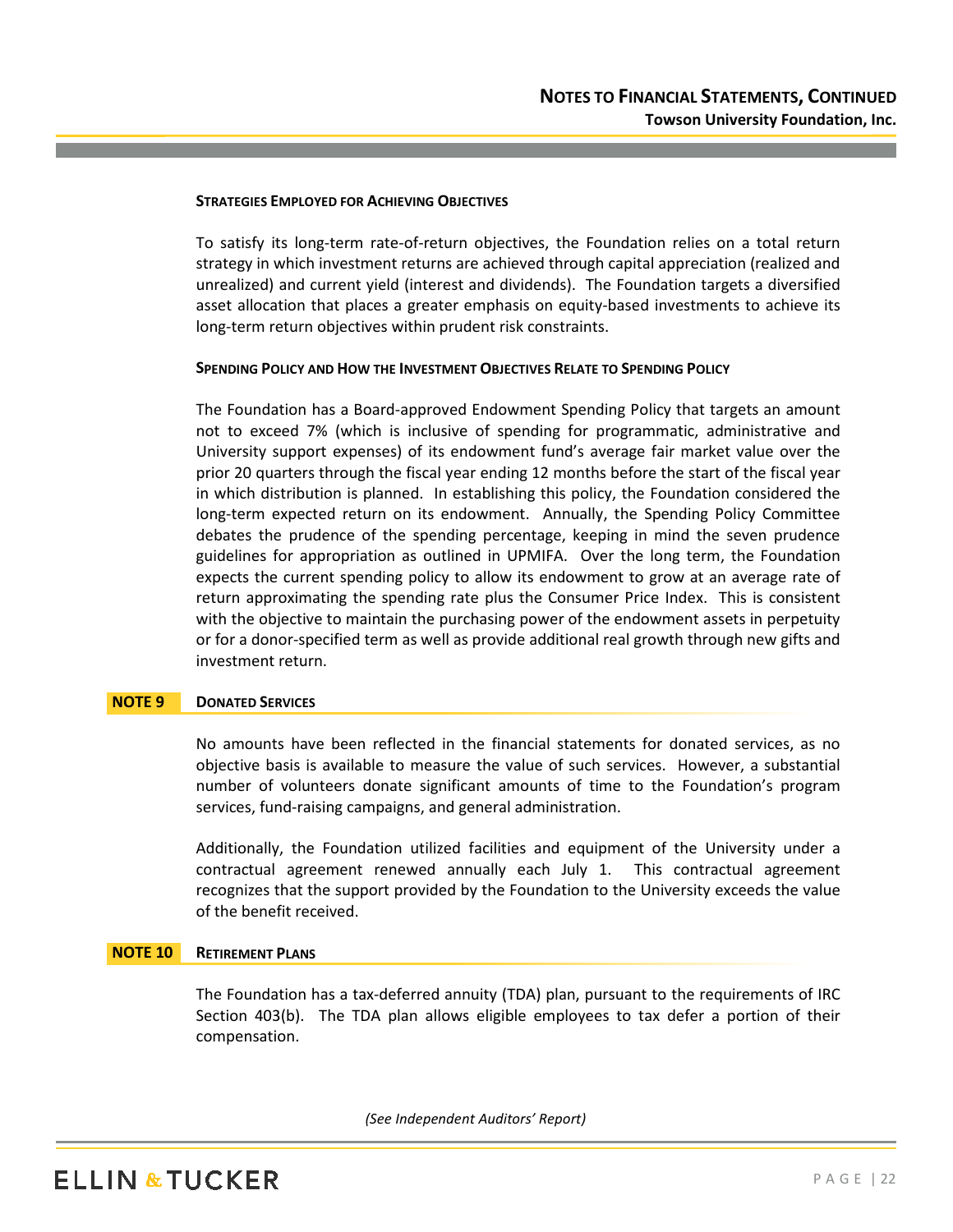#### STRATEGIES EMPLOYED FOR ACHIEVING OBJECTIVES

To satisfy its long-term rate-of-return objectives, the Foundation relies on a total return strategy in which investment returns are achieved through capital appreciation (realized and unrealized) and current yield (interest and dividends). The Foundation targets a diversified asset allocation that places a greater emphasis on equity-based investments to achieve its long-term return objectives within prudent risk constraints.

#### SPENDING POLICY AND HOW THE INVESTMENT OBJECTIVES RELATE TO SPENDING POLICY

The Foundation has a Board-approved Endowment Spending Policy that targets an amount not to exceed 7% (which is inclusive of spending for programmatic, administrative and University support expenses) of its endowment fund's average fair market value over the prior 20 quarters through the fiscal year ending 12 months before the start of the fiscal year in which distribution is planned. In establishing this policy, the Foundation considered the long-term expected return on its endowment. Annually, the Spending Policy Committee debates the prudence of the spending percentage, keeping in mind the seven prudence guidelines for appropriation as outlined in UPMIFA. Over the long term, the Foundation expects the current spending policy to allow its endowment to grow at an average rate of return approximating the spending rate plus the Consumer Price Index. This is consistent with the objective to maintain the purchasing power of the endowment assets in perpetuity or for a donor-specified term as well as provide additional real growth through new gifts and investment return.

## NOTE 9 DONATED SERVICES

No amounts have been reflected in the financial statements for donated services, as no objective basis is available to measure the value of such services. However, a substantial number of volunteers donate significant amounts of time to the Foundation's program services, fund-raising campaigns, and general administration.

Additionally, the Foundation utilized facilities and equipment of the University under a contractual agreement renewed annually each July 1. This contractual agreement recognizes that the support provided by the Foundation to the University exceeds the value of the benefit received.

## NOTE 10 RETIREMENT PLANS

The Foundation has a tax-deferred annuity (TDA) plan, pursuant to the requirements of IRC Section 403(b). The TDA plan allows eligible employees to tax defer a portion of their compensation.

*(See Independent Auditors' Report)*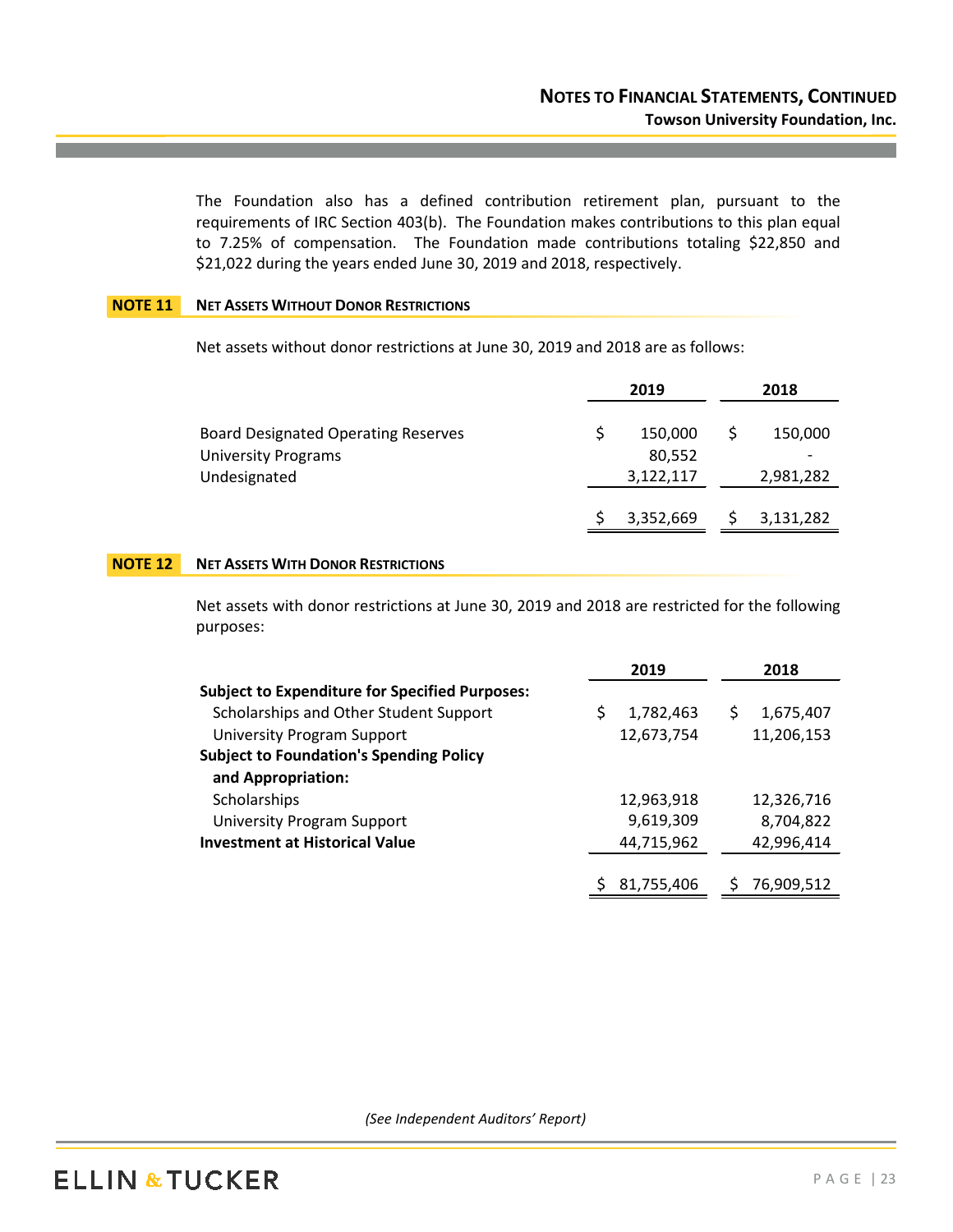The Foundation also has a defined contribution retirement plan, pursuant to the requirements of IRC Section 403(b). The Foundation makes contributions to this plan equal to 7.25% of compensation. The Foundation made contributions totaling $22,850 and $21,022 during the years ended June 30, 2019 and 2018, respectively.

## NOTE 11 NET ASSETS WITHOUT DONOR RESTRICTIONS

Net assets without donor restrictions at June 30, 2019 and 2018 are as follows:

| | 2019 | 2018 |
|---|---|---|
| Board Designated Operating Reserves | $ 150,000 | $ 150,000 |
| University Programs | 80,552 | - |
| Undesignated | 3,122,117 | 2,981,282 |
| | $ 3,352,669 | $ 3,131,282 |

## NOTE 12 NET ASSETS WITH DONOR RESTRICTIONS

Net assets with donor restrictions at June 30, 2019 and 2018 are restricted for the following purposes:

| | 2019 | 2018 |
|---|---|---|
| **Subject to Expenditure for Specified Purposes:** | | |
| Scholarships and Other Student Support | $ 1,782,463 | $ 1,675,407 |
| University Program Support | 12,673,754 | 11,206,153 |
| **Subject to Foundation's Spending Policy and Appropriation:** | | |
| Scholarships | 12,963,918 | 12,326,716 |
| University Program Support | 9,619,309 | 8,704,822 |
| **Investment at Historical Value** | 44,715,962 | 42,996,414 |
| | $ 81,755,406 | $ 76,909,512 |

*(See Independent Auditors' Report)*